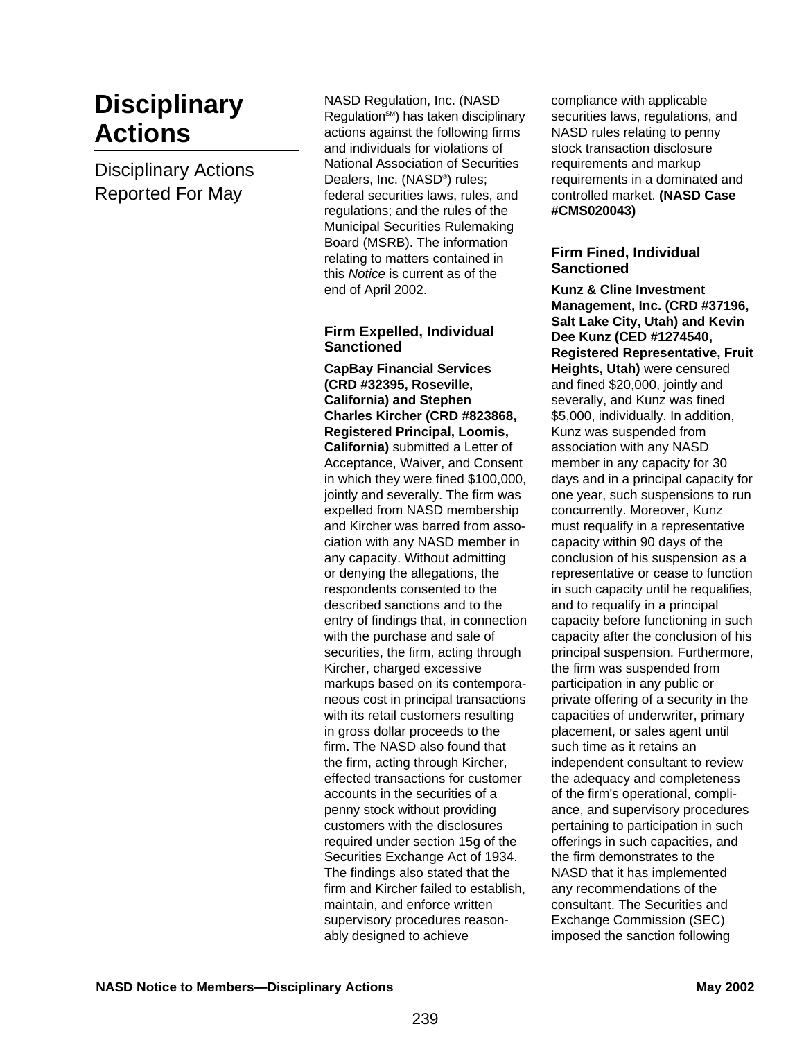# Disciplinary Actions

## Disciplinary Actions Reported For May

NASD Regulation, Inc. (NASD Regulation[SM]) has taken disciplinary actions against the following firms and individuals for violations of National Association of Securities Dealers, Inc. (NASD®) rules; federal securities laws, rules, and regulations; and the rules of the Municipal Securities Rulemaking Board (MSRB). The information relating to matters contained in this *Notice* is current as of the end of April 2002.

### Firm Expelled, Individual Sanctioned

**CapBay Financial Services (CRD #32395, Roseville, California) and Stephen Charles Kircher (CRD #823868, Registered Principal, Loomis, California)** submitted a Letter of Acceptance, Waiver, and Consent in which they were fined $100,000, jointly and severally. The firm was expelled from NASD membership and Kircher was barred from association with any NASD member in any capacity. Without admitting or denying the allegations, the respondents consented to the described sanctions and to the entry of findings that, in connection with the purchase and sale of securities, the firm, acting through Kircher, charged excessive markups based on its contemporaneous cost in principal transactions with its retail customers resulting in gross dollar proceeds to the firm. The NASD also found that the firm, acting through Kircher, effected transactions for customer accounts in the securities of a penny stock without providing customers with the disclosures required under section 15g of the Securities Exchange Act of 1934. The findings also stated that the firm and Kircher failed to establish, maintain, and enforce written supervisory procedures reasonably designed to achieve compliance with applicable securities laws, regulations, and NASD rules relating to penny stock transaction disclosure requirements and markup requirements in a dominated and controlled market. **(NASD Case #CMS020043)**

### Firm Fined, Individual Sanctioned

**Kunz & Cline Investment Management, Inc. (CRD #37196, Salt Lake City, Utah) and Kevin Dee Kunz (CED #1274540, Registered Representative, Fruit Heights, Utah)** were censured and fined $20,000, jointly and severally, and Kunz was fined $5,000, individually. In addition, Kunz was suspended from association with any NASD member in any capacity for 30 days and in a principal capacity for one year, such suspensions to run concurrently. Moreover, Kunz must requalify in a representative capacity within 90 days of the conclusion of his suspension as a representative or cease to function in such capacity until he requalifies, and to requalify in a principal capacity before functioning in such capacity after the conclusion of his principal suspension. Furthermore, the firm was suspended from participation in any public or private offering of a security in the capacities of underwriter, primary placement, or sales agent until such time as it retains an independent consultant to review the adequacy and completeness of the firm's operational, compliance, and supervisory procedures pertaining to participation in such offerings in such capacities, and the firm demonstrates to the NASD that it has implemented any recommendations of the consultant. The Securities and Exchange Commission (SEC) imposed the sanction following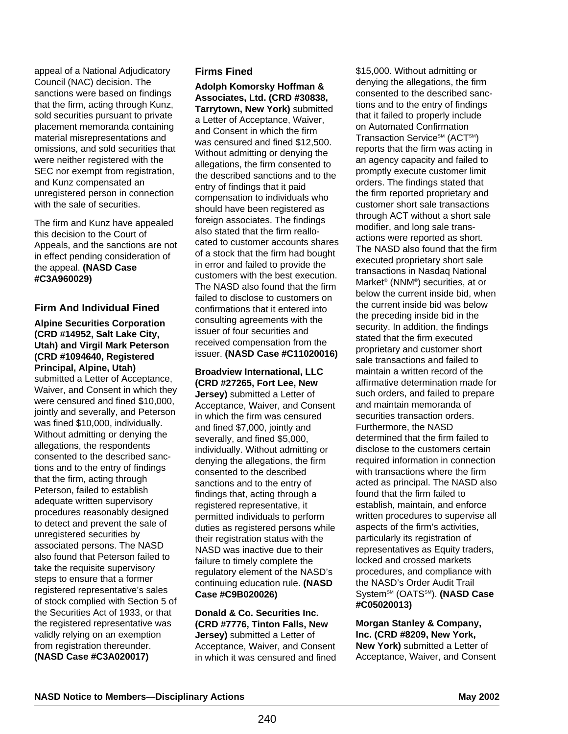appeal of a National Adjudicatory Council (NAC) decision. The sanctions were based on findings that the firm, acting through Kunz, sold securities pursuant to private placement memoranda containing material misrepresentations and omissions, and sold securities that were neither registered with the SEC nor exempt from registration, and Kunz compensated an unregistered person in connection with the sale of securities.

The firm and Kunz have appealed this decision to the Court of Appeals, and the sanctions are not in effect pending consideration of the appeal. **(NASD Case #C3A960029)**

## Firm And Individual Fined

**Alpine Securities Corporation (CRD #14952, Salt Lake City, Utah) and Virgil Mark Peterson (CRD #1094640, Registered Principal, Alpine, Utah)** submitted a Letter of Acceptance, Waiver, and Consent in which they were censured and fined $10,000, jointly and severally, and Peterson was fined $10,000, individually. Without admitting or denying the allegations, the respondents consented to the described sanctions and to the entry of findings that the firm, acting through Peterson, failed to establish adequate written supervisory procedures reasonably designed to detect and prevent the sale of unregistered securities by associated persons. The NASD also found that Peterson failed to take the requisite supervisory steps to ensure that a former registered representative's sales of stock complied with Section 5 of the Securities Act of 1933, or that the registered representative was validly relying on an exemption from registration thereunder. **(NASD Case #C3A020017)**

## Firms Fined

**Adolph Komorsky Hoffman & Associates, Ltd. (CRD #30838, Tarrytown, New York)** submitted a Letter of Acceptance, Waiver, and Consent in which the firm was censured and fined $12,500. Without admitting or denying the allegations, the firm consented to the described sanctions and to the entry of findings that it paid compensation to individuals who should have been registered as foreign associates. The findings also stated that the firm reallocated to customer accounts shares of a stock that the firm had bought in error and failed to provide the customers with the best execution. The NASD also found that the firm failed to disclose to customers on confirmations that it entered into consulting agreements with the issuer of four securities and received compensation from the issuer. **(NASD Case #C11020016)**

**Broadview International, LLC (CRD #27265, Fort Lee, New Jersey)** submitted a Letter of Acceptance, Waiver, and Consent in which the firm was censured and fined $7,000, jointly and severally, and fined $5,000, individually. Without admitting or denying the allegations, the firm consented to the described sanctions and to the entry of findings that, acting through a registered representative, it permitted individuals to perform duties as registered persons while their registration status with the NASD was inactive due to their failure to timely complete the regulatory element of the NASD's continuing education rule. **(NASD Case #C9B020026)**

**Donald & Co. Securities Inc. (CRD #7776, Tinton Falls, New Jersey)** submitted a Letter of Acceptance, Waiver, and Consent in which it was censured and fined $15,000. Without admitting or denying the allegations, the firm consented to the described sanctions and to the entry of findings that it failed to properly include on Automated Confirmation Transaction Service℠ (ACT℠) reports that the firm was acting in an agency capacity and failed to promptly execute customer limit orders. The findings stated that the firm reported proprietary and customer short sale transactions through ACT without a short sale modifier, and long sale transactions were reported as short. The NASD also found that the firm executed proprietary short sale transactions in Nasdaq National Market® (NNM®) securities, at or below the current inside bid, when the current inside bid was below the preceding inside bid in the security. In addition, the findings stated that the firm executed proprietary and customer short sale transactions and failed to maintain a written record of the affirmative determination made for such orders, and failed to prepare and maintain memoranda of securities transaction orders. Furthermore, the NASD determined that the firm failed to disclose to the customers certain required information in connection with transactions where the firm acted as principal. The NASD also found that the firm failed to establish, maintain, and enforce written procedures to supervise all aspects of the firm's activities, particularly its registration of representatives as Equity traders, locked and crossed markets procedures, and compliance with the NASD's Order Audit Trail System℠ (OATS℠). **(NASD Case #C05020013)**

**Morgan Stanley & Company, Inc. (CRD #8209, New York, New York)** submitted a Letter of Acceptance, Waiver, and Consent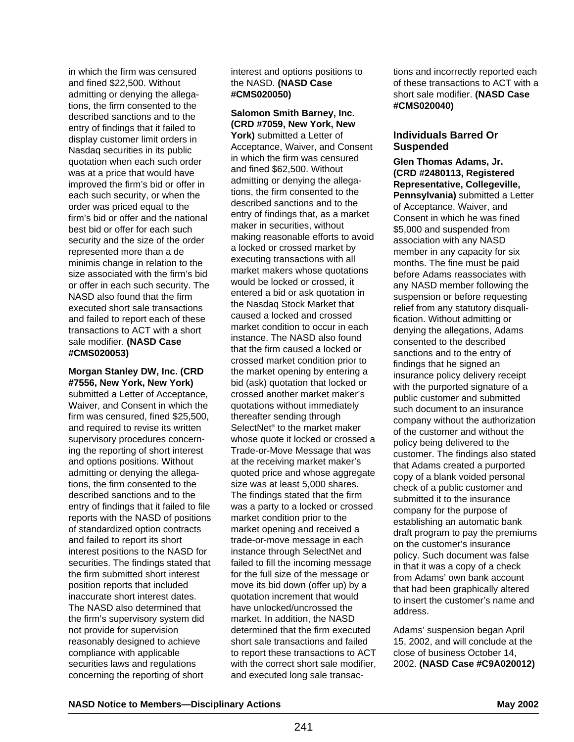in which the firm was censured and fined $22,500. Without admitting or denying the allegations, the firm consented to the described sanctions and to the entry of findings that it failed to display customer limit orders in Nasdaq securities in its public quotation when each such order was at a price that would have improved the firm's bid or offer in each such security, or when the order was priced equal to the firm's bid or offer and the national best bid or offer for each such security and the size of the order represented more than a de minimis change in relation to the size associated with the firm's bid or offer in each such security. The NASD also found that the firm executed short sale transactions and failed to report each of these transactions to ACT with a short sale modifier. **(NASD Case #CMS020053)**

**Morgan Stanley DW, Inc. (CRD #7556, New York, New York)** submitted a Letter of Acceptance, Waiver, and Consent in which the firm was censured, fined $25,500, and required to revise its written supervisory procedures concerning the reporting of short interest and options positions. Without admitting or denying the allegations, the firm consented to the described sanctions and to the entry of findings that it failed to file reports with the NASD of positions of standardized option contracts and failed to report its short interest positions to the NASD for securities. The findings stated that the firm submitted short interest position reports that included inaccurate short interest dates. The NASD also determined that the firm's supervisory system did not provide for supervision reasonably designed to achieve compliance with applicable securities laws and regulations concerning the reporting of short interest and options positions to the NASD. **(NASD Case #CMS020050)**

**Salomon Smith Barney, Inc. (CRD #7059, New York, New York)** submitted a Letter of Acceptance, Waiver, and Consent in which the firm was censured and fined $62,500. Without admitting or denying the allegations, the firm consented to the described sanctions and to the entry of findings that, as a market maker in securities, without making reasonable efforts to avoid a locked or crossed market by executing transactions with all market makers whose quotations would be locked or crossed, it entered a bid or ask quotation in the Nasdaq Stock Market that caused a locked and crossed market condition to occur in each instance. The NASD also found that the firm caused a locked or crossed market condition prior to the market opening by entering a bid (ask) quotation that locked or crossed another market maker's quotations without immediately thereafter sending through SelectNet® to the market maker whose quote it locked or crossed a Trade-or-Move Message that was at the receiving market maker's quoted price and whose aggregate size was at least 5,000 shares. The findings stated that the firm was a party to a locked or crossed market condition prior to the market opening and received a trade-or-move message in each instance through SelectNet and failed to fill the incoming message for the full size of the message or move its bid down (offer up) by a quotation increment that would have unlocked/uncrossed the market. In addition, the NASD determined that the firm executed short sale transactions and failed to report these transactions to ACT with the correct short sale modifier, and executed long sale transactions and incorrectly reported each of these transactions to ACT with a short sale modifier. **(NASD Case #CMS020040)**

## Individuals Barred Or Suspended

**Glen Thomas Adams, Jr. (CRD #2480113, Registered Representative, Collegeville, Pennsylvania)** submitted a Letter of Acceptance, Waiver, and Consent in which he was fined $5,000 and suspended from association with any NASD member in any capacity for six months. The fine must be paid before Adams reassociates with any NASD member following the suspension or before requesting relief from any statutory disqualification. Without admitting or denying the allegations, Adams consented to the described sanctions and to the entry of findings that he signed an insurance policy delivery receipt with the purported signature of a public customer and submitted such document to an insurance company without the authorization of the customer and without the policy being delivered to the customer. The findings also stated that Adams created a purported copy of a blank voided personal check of a public customer and submitted it to the insurance company for the purpose of establishing an automatic bank draft program to pay the premiums on the customer's insurance policy. Such document was false in that it was a copy of a check from Adams' own bank account that had been graphically altered to insert the customer's name and address.

Adams' suspension began April 15, 2002, and will conclude at the close of business October 14, 2002. **(NASD Case #C9A020012)**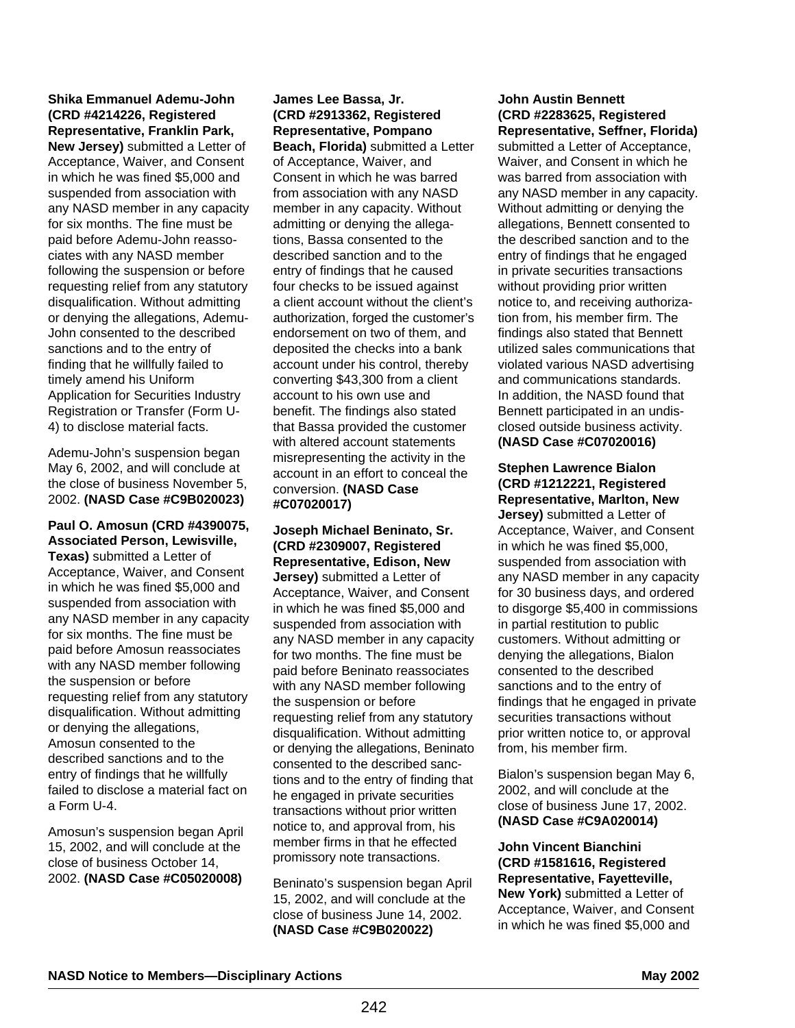**Shika Emmanuel Ademu-John (CRD #4214226, Registered Representative, Franklin Park, New Jersey)** submitted a Letter of Acceptance, Waiver, and Consent in which he was fined $5,000 and suspended from association with any NASD member in any capacity for six months. The fine must be paid before Ademu-John reassociates with any NASD member following the suspension or before requesting relief from any statutory disqualification. Without admitting or denying the allegations, Ademu-John consented to the described sanctions and to the entry of finding that he willfully failed to timely amend his Uniform Application for Securities Industry Registration or Transfer (Form U-4) to disclose material facts.

Ademu-John's suspension began May 6, 2002, and will conclude at the close of business November 5, 2002. **(NASD Case #C9B020023)**

**Paul O. Amosun (CRD #4390075, Associated Person, Lewisville, Texas)** submitted a Letter of Acceptance, Waiver, and Consent in which he was fined $5,000 and suspended from association with any NASD member in any capacity for six months. The fine must be paid before Amosun reassociates with any NASD member following the suspension or before requesting relief from any statutory disqualification. Without admitting or denying the allegations, Amosun consented to the described sanctions and to the entry of findings that he willfully failed to disclose a material fact on a Form U-4.

Amosun's suspension began April 15, 2002, and will conclude at the close of business October 14, 2002. **(NASD Case #C05020008)**

**James Lee Bassa, Jr. (CRD #2913362, Registered Representative, Pompano Beach, Florida)** submitted a Letter of Acceptance, Waiver, and Consent in which he was barred from association with any NASD member in any capacity. Without admitting or denying the allegations, Bassa consented to the described sanction and to the entry of findings that he caused four checks to be issued against a client account without the client's authorization, forged the customer's endorsement on two of them, and deposited the checks into a bank account under his control, thereby converting $43,300 from a client account to his own use and benefit. The findings also stated that Bassa provided the customer with altered account statements misrepresenting the activity in the account in an effort to conceal the conversion. **(NASD Case #C07020017)**

**Joseph Michael Beninato, Sr. (CRD #2309007, Registered Representative, Edison, New Jersey)** submitted a Letter of Acceptance, Waiver, and Consent in which he was fined $5,000 and suspended from association with any NASD member in any capacity for two months. The fine must be paid before Beninato reassociates with any NASD member following the suspension or before requesting relief from any statutory disqualification. Without admitting or denying the allegations, Beninato consented to the described sanctions and to the entry of finding that he engaged in private securities transactions without prior written notice to, and approval from, his member firms in that he effected promissory note transactions.

Beninato's suspension began April 15, 2002, and will conclude at the close of business June 14, 2002. **(NASD Case #C9B020022)**

**John Austin Bennett (CRD #2283625, Registered Representative, Seffner, Florida)** submitted a Letter of Acceptance, Waiver, and Consent in which he was barred from association with any NASD member in any capacity. Without admitting or denying the allegations, Bennett consented to the described sanction and to the entry of findings that he engaged in private securities transactions without providing prior written notice to, and receiving authorization from, his member firm. The findings also stated that Bennett utilized sales communications that violated various NASD advertising and communications standards. In addition, the NASD found that Bennett participated in an undisclosed outside business activity. **(NASD Case #C07020016)**

**Stephen Lawrence Bialon (CRD #1212221, Registered Representative, Marlton, New Jersey)** submitted a Letter of Acceptance, Waiver, and Consent in which he was fined $5,000, suspended from association with any NASD member in any capacity for 30 business days, and ordered to disgorge $5,400 in commissions in partial restitution to public customers. Without admitting or denying the allegations, Bialon consented to the described sanctions and to the entry of findings that he engaged in private securities transactions without prior written notice to, or approval from, his member firm.

Bialon's suspension began May 6, 2002, and will conclude at the close of business June 17, 2002. **(NASD Case #C9A020014)**

**John Vincent Bianchini (CRD #1581616, Registered Representative, Fayetteville, New York)** submitted a Letter of Acceptance, Waiver, and Consent in which he was fined $5,000 and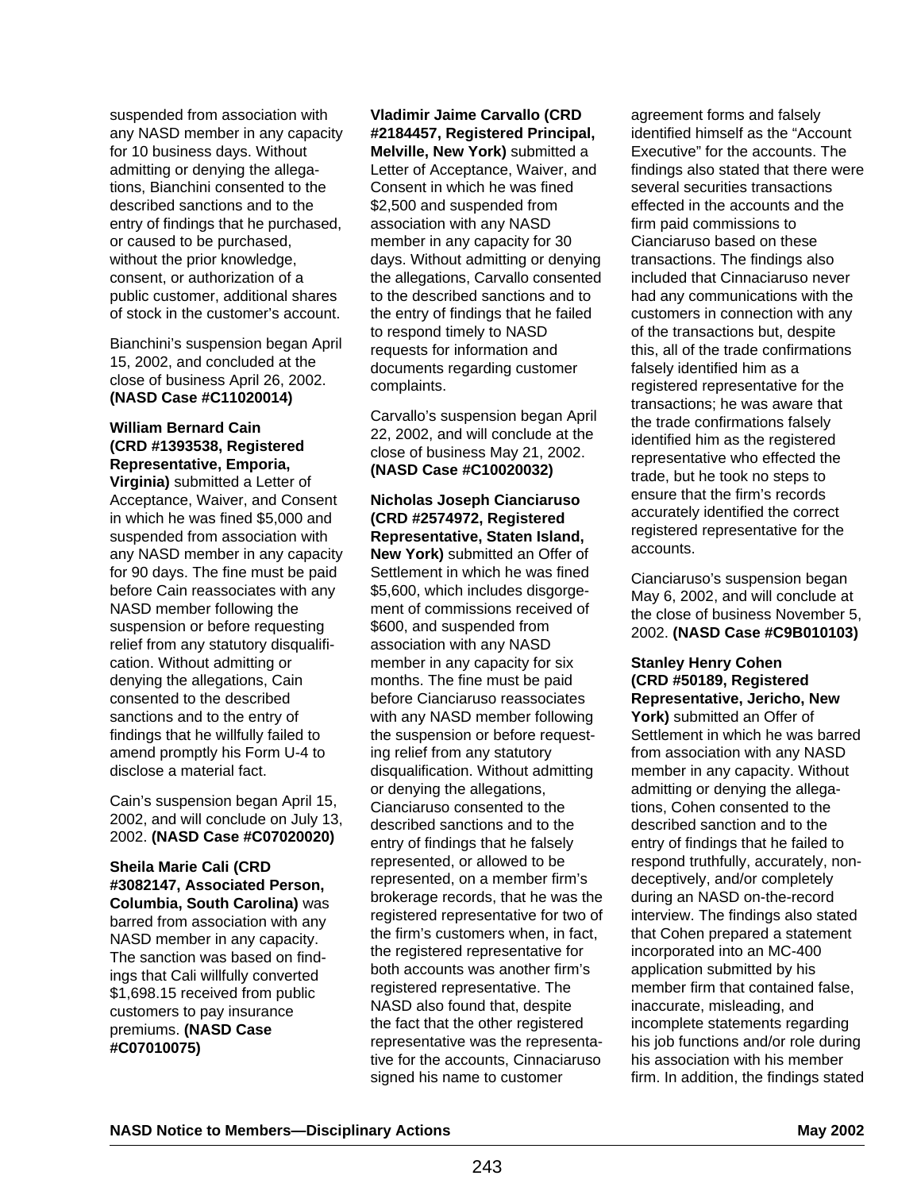suspended from association with any NASD member in any capacity for 10 business days. Without admitting or denying the allegations, Bianchini consented to the described sanctions and to the entry of findings that he purchased, or caused to be purchased, without the prior knowledge, consent, or authorization of a public customer, additional shares of stock in the customer's account.

Bianchini's suspension began April 15, 2002, and concluded at the close of business April 26, 2002. **(NASD Case #C11020014)**

**William Bernard Cain (CRD #1393538, Registered Representative, Emporia, Virginia)** submitted a Letter of Acceptance, Waiver, and Consent in which he was fined $5,000 and suspended from association with any NASD member in any capacity for 90 days. The fine must be paid before Cain reassociates with any NASD member following the suspension or before requesting relief from any statutory disqualification. Without admitting or denying the allegations, Cain consented to the described sanctions and to the entry of findings that he willfully failed to amend promptly his Form U-4 to disclose a material fact.

Cain's suspension began April 15, 2002, and will conclude on July 13, 2002. **(NASD Case #C07020020)**

**Sheila Marie Cali (CRD #3082147, Associated Person, Columbia, South Carolina)** was barred from association with any NASD member in any capacity. The sanction was based on findings that Cali willfully converted $1,698.15 received from public customers to pay insurance premiums. **(NASD Case #C07010075)**

**Vladimir Jaime Carvallo (CRD #2184457, Registered Principal, Melville, New York)** submitted a Letter of Acceptance, Waiver, and Consent in which he was fined $2,500 and suspended from association with any NASD member in any capacity for 30 days. Without admitting or denying the allegations, Carvallo consented to the described sanctions and to the entry of findings that he failed to respond timely to NASD requests for information and documents regarding customer complaints.

Carvallo's suspension began April 22, 2002, and will conclude at the close of business May 21, 2002. **(NASD Case #C10020032)**

**Nicholas Joseph Cianciaruso (CRD #2574972, Registered Representative, Staten Island, New York)** submitted an Offer of Settlement in which he was fined $5,600, which includes disgorgement of commissions received of $600, and suspended from association with any NASD member in any capacity for six months. The fine must be paid before Cianciaruso reassociates with any NASD member following the suspension or before requesting relief from any statutory disqualification. Without admitting or denying the allegations, Cianciaruso consented to the described sanctions and to the entry of findings that he falsely represented, or allowed to be represented, on a member firm's brokerage records, that he was the registered representative for two of the firm's customers when, in fact, the registered representative for both accounts was another firm's registered representative. The NASD also found that, despite the fact that the other registered representative was the representative for the accounts, Cinnaciaruso signed his name to customer agreement forms and falsely identified himself as the "Account Executive" for the accounts. The findings also stated that there were several securities transactions effected in the accounts and the firm paid commissions to Cianciaruso based on these transactions. The findings also included that Cinnaciaruso never had any communications with the customers in connection with any of the transactions but, despite this, all of the trade confirmations falsely identified him as a registered representative for the transactions; he was aware that the trade confirmations falsely identified him as the registered representative who effected the trade, but he took no steps to ensure that the firm's records accurately identified the correct registered representative for the accounts.

Cianciaruso's suspension began May 6, 2002, and will conclude at the close of business November 5, 2002. **(NASD Case #C9B010103)**

**Stanley Henry Cohen (CRD #50189, Registered Representative, Jericho, New York)** submitted an Offer of Settlement in which he was barred from association with any NASD member in any capacity. Without admitting or denying the allegations, Cohen consented to the described sanction and to the entry of findings that he failed to respond truthfully, accurately, non-deceptively, and/or completely during an NASD on-the-record interview. The findings also stated that Cohen prepared a statement incorporated into an MC-400 application submitted by his member firm that contained false, inaccurate, misleading, and incomplete statements regarding his job functions and/or role during his association with his member firm. In addition, the findings stated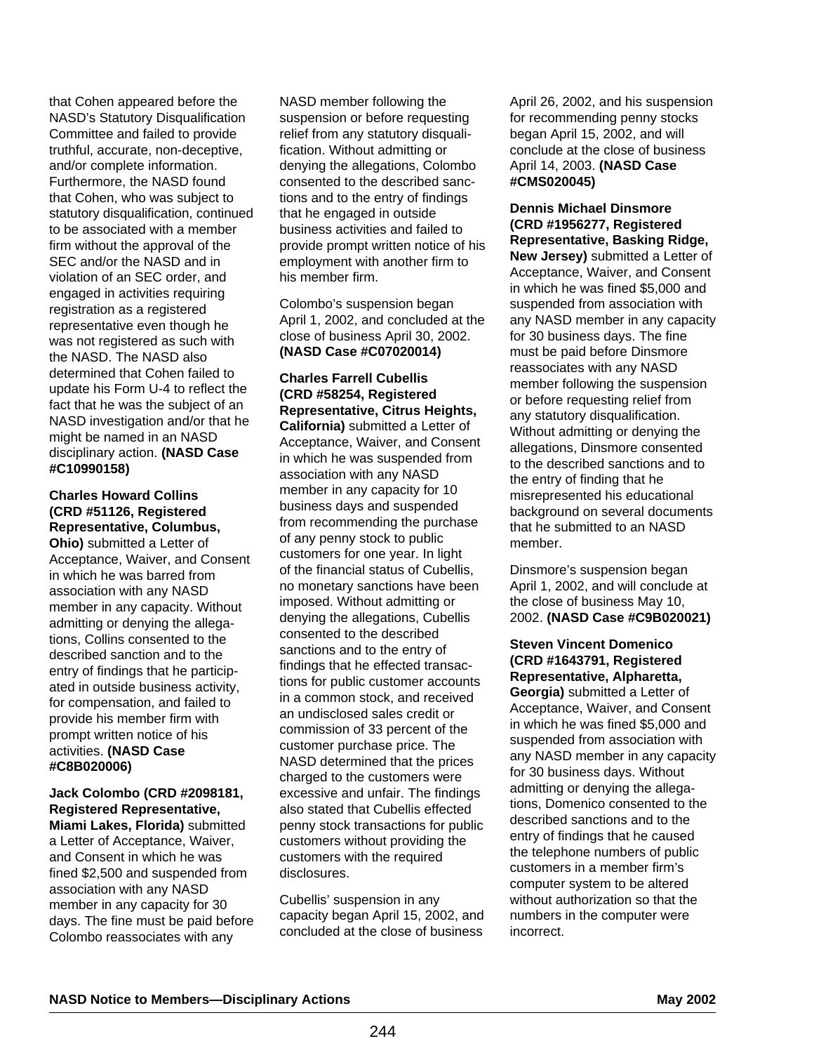that Cohen appeared before the NASD's Statutory Disqualification Committee and failed to provide truthful, accurate, non-deceptive, and/or complete information. Furthermore, the NASD found that Cohen, who was subject to statutory disqualification, continued to be associated with a member firm without the approval of the SEC and/or the NASD and in violation of an SEC order, and engaged in activities requiring registration as a registered representative even though he was not registered as such with the NASD. The NASD also determined that Cohen failed to update his Form U-4 to reflect the fact that he was the subject of an NASD investigation and/or that he might be named in an NASD disciplinary action. **(NASD Case #C10990158)**

**Charles Howard Collins (CRD #51126, Registered Representative, Columbus, Ohio)** submitted a Letter of Acceptance, Waiver, and Consent in which he was barred from association with any NASD member in any capacity. Without admitting or denying the allegations, Collins consented to the described sanction and to the entry of findings that he participated in outside business activity, for compensation, and failed to provide his member firm with prompt written notice of his activities. **(NASD Case #C8B020006)**

**Jack Colombo (CRD #2098181, Registered Representative, Miami Lakes, Florida)** submitted a Letter of Acceptance, Waiver, and Consent in which he was fined $2,500 and suspended from association with any NASD member in any capacity for 30 days. The fine must be paid before Colombo reassociates with any NASD member following the suspension or before requesting relief from any statutory disqualification. Without admitting or denying the allegations, Colombo consented to the described sanctions and to the entry of findings that he engaged in outside business activities and failed to provide prompt written notice of his employment with another firm to his member firm.

Colombo's suspension began April 1, 2002, and concluded at the close of business April 30, 2002. **(NASD Case #C07020014)**

**Charles Farrell Cubellis (CRD #58254, Registered Representative, Citrus Heights, California)** submitted a Letter of Acceptance, Waiver, and Consent in which he was suspended from association with any NASD member in any capacity for 10 business days and suspended from recommending the purchase of any penny stock to public customers for one year. In light of the financial status of Cubellis, no monetary sanctions have been imposed. Without admitting or denying the allegations, Cubellis consented to the described sanctions and to the entry of findings that he effected transactions for public customer accounts in a common stock, and received an undisclosed sales credit or commission of 33 percent of the customer purchase price. The NASD determined that the prices charged to the customers were excessive and unfair. The findings also stated that Cubellis effected penny stock transactions for public customers without providing the customers with the required disclosures.

Cubellis' suspension in any capacity began April 15, 2002, and concluded at the close of business April 26, 2002, and his suspension for recommending penny stocks began April 15, 2002, and will conclude at the close of business April 14, 2003. **(NASD Case #CMS020045)**

**Dennis Michael Dinsmore (CRD #1956277, Registered Representative, Basking Ridge, New Jersey)** submitted a Letter of Acceptance, Waiver, and Consent in which he was fined $5,000 and suspended from association with any NASD member in any capacity for 30 business days. The fine must be paid before Dinsmore reassociates with any NASD member following the suspension or before requesting relief from any statutory disqualification. Without admitting or denying the allegations, Dinsmore consented to the described sanctions and to the entry of finding that he misrepresented his educational background on several documents that he submitted to an NASD member.

Dinsmore's suspension began April 1, 2002, and will conclude at the close of business May 10, 2002. **(NASD Case #C9B020021)**

**Steven Vincent Domenico (CRD #1643791, Registered Representative, Alpharetta, Georgia)** submitted a Letter of Acceptance, Waiver, and Consent in which he was fined $5,000 and suspended from association with any NASD member in any capacity for 30 business days. Without admitting or denying the allegations, Domenico consented to the described sanctions and to the entry of findings that he caused the telephone numbers of public customers in a member firm's computer system to be altered without authorization so that the numbers in the computer were incorrect.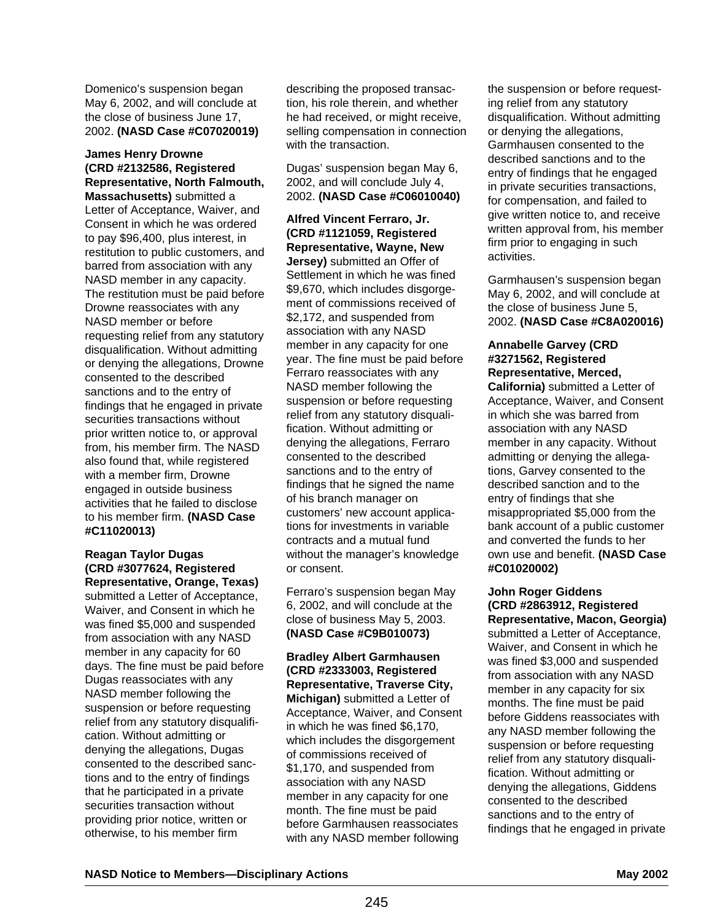Domenico's suspension began May 6, 2002, and will conclude at the close of business June 17, 2002. **(NASD Case #C07020019)**

**James Henry Drowne (CRD #2132586, Registered Representative, North Falmouth, Massachusetts)** submitted a Letter of Acceptance, Waiver, and Consent in which he was ordered to pay $96,400, plus interest, in restitution to public customers, and barred from association with any NASD member in any capacity. The restitution must be paid before Drowne reassociates with any NASD member or before requesting relief from any statutory disqualification. Without admitting or denying the allegations, Drowne consented to the described sanctions and to the entry of findings that he engaged in private securities transactions without prior written notice to, or approval from, his member firm. The NASD also found that, while registered with a member firm, Drowne engaged in outside business activities that he failed to disclose to his member firm. **(NASD Case #C11020013)**

**Reagan Taylor Dugas (CRD #3077624, Registered Representative, Orange, Texas)** submitted a Letter of Acceptance, Waiver, and Consent in which he was fined $5,000 and suspended from association with any NASD member in any capacity for 60 days. The fine must be paid before Dugas reassociates with any NASD member following the suspension or before requesting relief from any statutory disqualification. Without admitting or denying the allegations, Dugas consented to the described sanctions and to the entry of findings that he participated in a private securities transaction without providing prior notice, written or otherwise, to his member firm describing the proposed transaction, his role therein, and whether he had received, or might receive, selling compensation in connection with the transaction.

Dugas' suspension began May 6, 2002, and will conclude July 4, 2002. **(NASD Case #C06010040)**

**Alfred Vincent Ferraro, Jr. (CRD #1121059, Registered Representative, Wayne, New Jersey)** submitted an Offer of Settlement in which he was fined $9,670, which includes disgorgement of commissions received of $2,172, and suspended from association with any NASD member in any capacity for one year. The fine must be paid before Ferraro reassociates with any NASD member following the suspension or before requesting relief from any statutory disqualification. Without admitting or denying the allegations, Ferraro consented to the described sanctions and to the entry of findings that he signed the name of his branch manager on customers' new account applications for investments in variable contracts and a mutual fund without the manager's knowledge or consent.

Ferraro's suspension began May 6, 2002, and will conclude at the close of business May 5, 2003. **(NASD Case #C9B010073)**

**Bradley Albert Garmhausen (CRD #2333003, Registered Representative, Traverse City, Michigan)** submitted a Letter of Acceptance, Waiver, and Consent in which he was fined $6,170, which includes the disgorgement of commissions received of $1,170, and suspended from association with any NASD member in any capacity for one month. The fine must be paid before Garmhausen reassociates with any NASD member following the suspension or before requesting relief from any statutory disqualification. Without admitting or denying the allegations, Garmhausen consented to the described sanctions and to the entry of findings that he engaged in private securities transactions, for compensation, and failed to give written notice to, and receive written approval from, his member firm prior to engaging in such activities.

Garmhausen's suspension began May 6, 2002, and will conclude at the close of business June 5, 2002. **(NASD Case #C8A020016)**

**Annabelle Garvey (CRD #3271562, Registered Representative, Merced, California)** submitted a Letter of Acceptance, Waiver, and Consent in which she was barred from association with any NASD member in any capacity. Without admitting or denying the allegations, Garvey consented to the described sanction and to the entry of findings that she misappropriated $5,000 from the bank account of a public customer and converted the funds to her own use and benefit. **(NASD Case #C01020002)**

**John Roger Giddens (CRD #2863912, Registered Representative, Macon, Georgia)** submitted a Letter of Acceptance, Waiver, and Consent in which he was fined $3,000 and suspended from association with any NASD member in any capacity for six months. The fine must be paid before Giddens reassociates with any NASD member following the suspension or before requesting relief from any statutory disqualification. Without admitting or denying the allegations, Giddens consented to the described sanctions and to the entry of findings that he engaged in private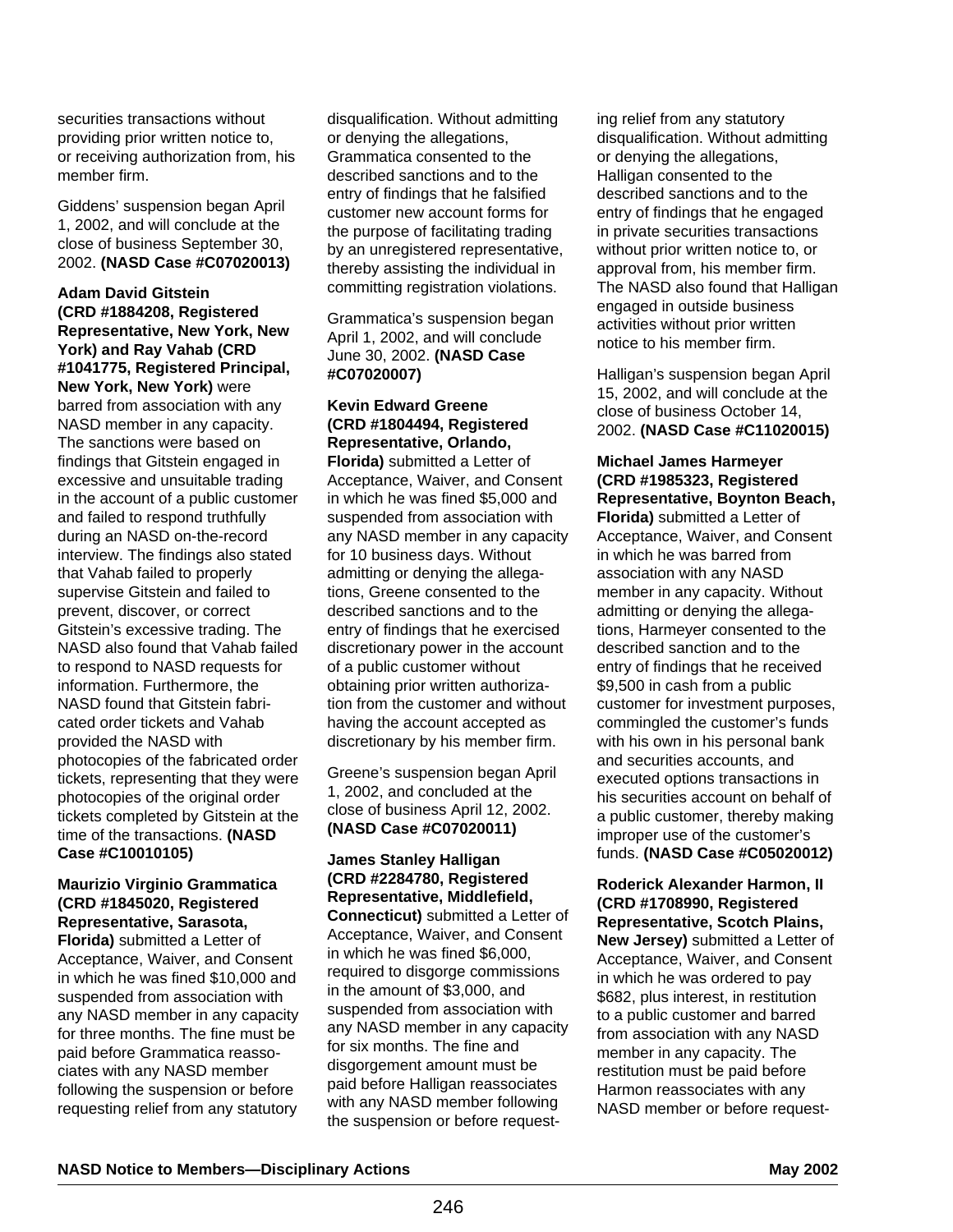securities transactions without providing prior written notice to, or receiving authorization from, his member firm.

Giddens' suspension began April 1, 2002, and will conclude at the close of business September 30, 2002. **(NASD Case #C07020013)**

**Adam David Gitstein (CRD #1884208, Registered Representative, New York, New York) and Ray Vahab (CRD #1041775, Registered Principal, New York, New York)** were barred from association with any NASD member in any capacity. The sanctions were based on findings that Gitstein engaged in excessive and unsuitable trading in the account of a public customer and failed to respond truthfully during an NASD on-the-record interview. The findings also stated that Vahab failed to properly supervise Gitstein and failed to prevent, discover, or correct Gitstein's excessive trading. The NASD also found that Vahab failed to respond to NASD requests for information. Furthermore, the NASD found that Gitstein fabricated order tickets and Vahab provided the NASD with photocopies of the fabricated order tickets, representing that they were photocopies of the original order tickets completed by Gitstein at the time of the transactions. **(NASD Case #C10010105)**

**Maurizio Virginio Grammatica (CRD #1845020, Registered Representative, Sarasota, Florida)** submitted a Letter of Acceptance, Waiver, and Consent in which he was fined $10,000 and suspended from association with any NASD member in any capacity for three months. The fine must be paid before Grammatica reassociates with any NASD member following the suspension or before requesting relief from any statutory disqualification. Without admitting or denying the allegations, Grammatica consented to the described sanctions and to the entry of findings that he falsified customer new account forms for the purpose of facilitating trading by an unregistered representative, thereby assisting the individual in committing registration violations.

Grammatica's suspension began April 1, 2002, and will conclude June 30, 2002. **(NASD Case #C07020007)**

**Kevin Edward Greene (CRD #1804494, Registered Representative, Orlando, Florida)** submitted a Letter of Acceptance, Waiver, and Consent in which he was fined $5,000 and suspended from association with any NASD member in any capacity for 10 business days. Without admitting or denying the allegations, Greene consented to the described sanctions and to the entry of findings that he exercised discretionary power in the account of a public customer without obtaining prior written authorization from the customer and without having the account accepted as discretionary by his member firm.

Greene's suspension began April 1, 2002, and concluded at the close of business April 12, 2002. **(NASD Case #C07020011)**

**James Stanley Halligan (CRD #2284780, Registered Representative, Middlefield, Connecticut)** submitted a Letter of Acceptance, Waiver, and Consent in which he was fined $6,000, required to disgorge commissions in the amount of $3,000, and suspended from association with any NASD member in any capacity for six months. The fine and disgorgement amount must be paid before Halligan reassociates with any NASD member following the suspension or before requesting relief from any statutory disqualification. Without admitting or denying the allegations, Halligan consented to the described sanctions and to the entry of findings that he engaged in private securities transactions without prior written notice to, or approval from, his member firm. The NASD also found that Halligan engaged in outside business activities without prior written notice to his member firm.

Halligan's suspension began April 15, 2002, and will conclude at the close of business October 14, 2002. **(NASD Case #C11020015)**

**Michael James Harmeyer (CRD #1985323, Registered Representative, Boynton Beach, Florida)** submitted a Letter of Acceptance, Waiver, and Consent in which he was barred from association with any NASD member in any capacity. Without admitting or denying the allegations, Harmeyer consented to the described sanction and to the entry of findings that he received $9,500 in cash from a public customer for investment purposes, commingled the customer's funds with his own in his personal bank and securities accounts, and executed options transactions in his securities account on behalf of a public customer, thereby making improper use of the customer's funds. **(NASD Case #C05020012)**

**Roderick Alexander Harmon, II (CRD #1708990, Registered Representative, Scotch Plains, New Jersey)** submitted a Letter of Acceptance, Waiver, and Consent in which he was ordered to pay $682, plus interest, in restitution to a public customer and barred from association with any NASD member in any capacity. The restitution must be paid before Harmon reassociates with any NASD member or before request-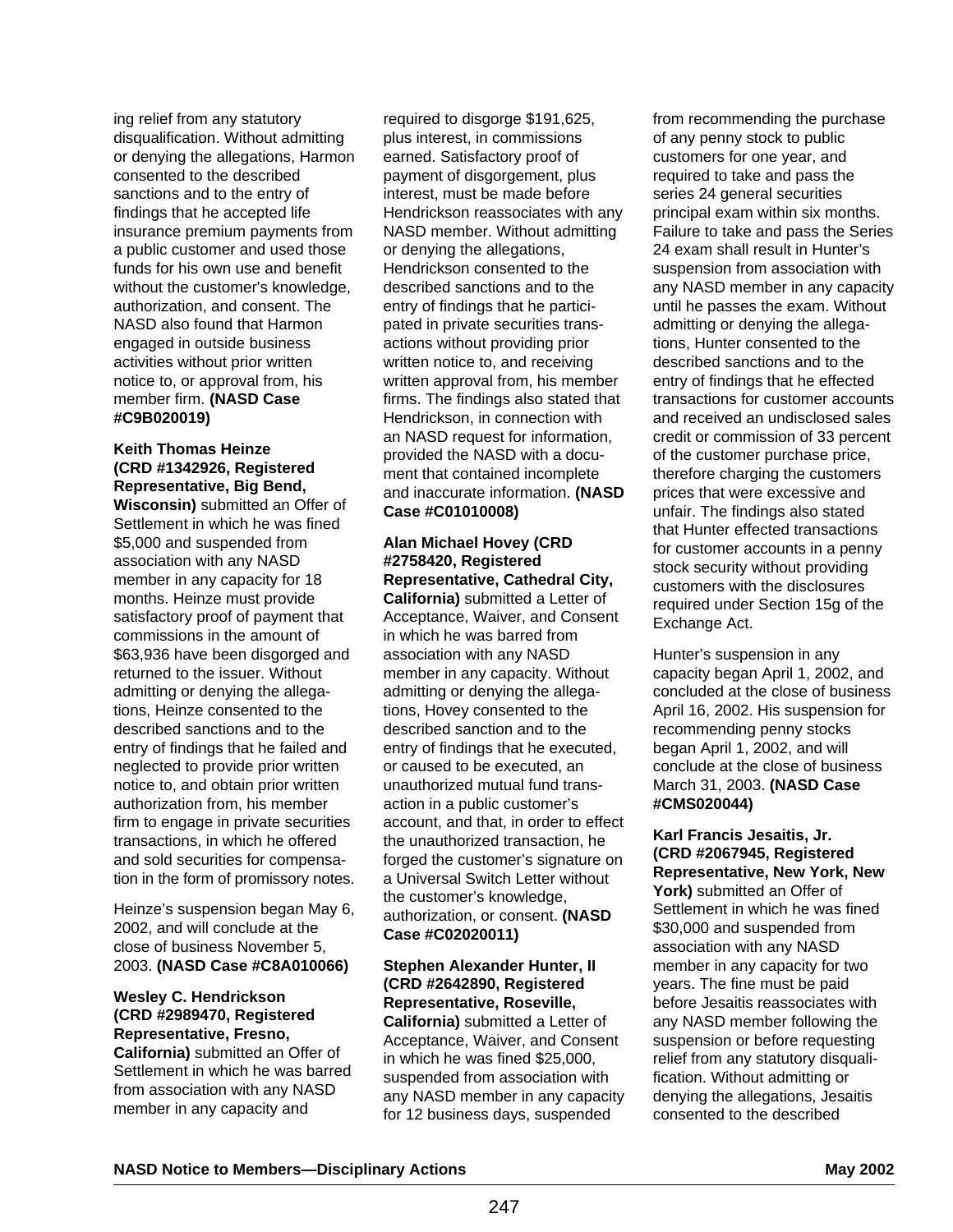ing relief from any statutory disqualification. Without admitting or denying the allegations, Harmon consented to the described sanctions and to the entry of findings that he accepted life insurance premium payments from a public customer and used those funds for his own use and benefit without the customer's knowledge, authorization, and consent. The NASD also found that Harmon engaged in outside business activities without prior written notice to, or approval from, his member firm. **(NASD Case #C9B020019)**

**Keith Thomas Heinze (CRD #1342926, Registered Representative, Big Bend, Wisconsin)** submitted an Offer of Settlement in which he was fined $5,000 and suspended from association with any NASD member in any capacity for 18 months. Heinze must provide satisfactory proof of payment that commissions in the amount of $63,936 have been disgorged and returned to the issuer. Without admitting or denying the allegations, Heinze consented to the described sanctions and to the entry of findings that he failed and neglected to provide prior written notice to, and obtain prior written authorization from, his member firm to engage in private securities transactions, in which he offered and sold securities for compensation in the form of promissory notes.

Heinze's suspension began May 6, 2002, and will conclude at the close of business November 5, 2003. **(NASD Case #C8A010066)**

**Wesley C. Hendrickson (CRD #2989470, Registered Representative, Fresno, California)** submitted an Offer of Settlement in which he was barred from association with any NASD member in any capacity and required to disgorge $191,625, plus interest, in commissions earned. Satisfactory proof of payment of disgorgement, plus interest, must be made before Hendrickson reassociates with any NASD member. Without admitting or denying the allegations, Hendrickson consented to the described sanctions and to the entry of findings that he participated in private securities transactions without providing prior written notice to, and receiving written approval from, his member firms. The findings also stated that Hendrickson, in connection with an NASD request for information, provided the NASD with a document that contained incomplete and inaccurate information. **(NASD Case #C01010008)**

**Alan Michael Hovey (CRD #2758420, Registered Representative, Cathedral City, California)** submitted a Letter of Acceptance, Waiver, and Consent in which he was barred from association with any NASD member in any capacity. Without admitting or denying the allegations, Hovey consented to the described sanction and to the entry of findings that he executed, or caused to be executed, an unauthorized mutual fund transaction in a public customer's account, and that, in order to effect the unauthorized transaction, he forged the customer's signature on a Universal Switch Letter without the customer's knowledge, authorization, or consent. **(NASD Case #C02020011)**

**Stephen Alexander Hunter, II (CRD #2642890, Registered Representative, Roseville, California)** submitted a Letter of Acceptance, Waiver, and Consent in which he was fined $25,000, suspended from association with any NASD member in any capacity for 12 business days, suspended from recommending the purchase of any penny stock to public customers for one year, and required to take and pass the series 24 general securities principal exam within six months. Failure to take and pass the Series 24 exam shall result in Hunter's suspension from association with any NASD member in any capacity until he passes the exam. Without admitting or denying the allegations, Hunter consented to the described sanctions and to the entry of findings that he effected transactions for customer accounts and received an undisclosed sales credit or commission of 33 percent of the customer purchase price, therefore charging the customers prices that were excessive and unfair. The findings also stated that Hunter effected transactions for customer accounts in a penny stock security without providing customers with the disclosures required under Section 15g of the Exchange Act.

Hunter's suspension in any capacity began April 1, 2002, and concluded at the close of business April 16, 2002. His suspension for recommending penny stocks began April 1, 2002, and will conclude at the close of business March 31, 2003. **(NASD Case #CMS020044)**

**Karl Francis Jesaitis, Jr. (CRD #2067945, Registered Representative, New York, New York)** submitted an Offer of Settlement in which he was fined $30,000 and suspended from association with any NASD member in any capacity for two years. The fine must be paid before Jesaitis reassociates with any NASD member following the suspension or before requesting relief from any statutory disqualification. Without admitting or denying the allegations, Jesaitis consented to the described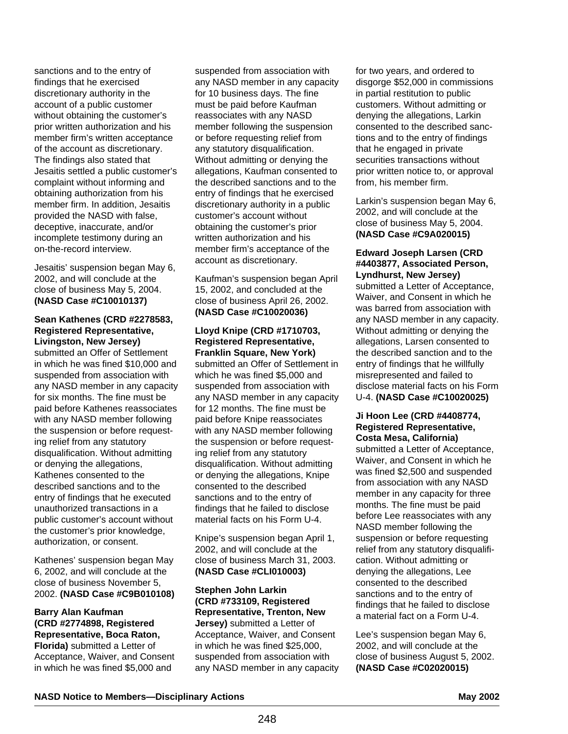sanctions and to the entry of findings that he exercised discretionary authority in the account of a public customer without obtaining the customer's prior written authorization and his member firm's written acceptance of the account as discretionary. The findings also stated that Jesaitis settled a public customer's complaint without informing and obtaining authorization from his member firm. In addition, Jesaitis provided the NASD with false, deceptive, inaccurate, and/or incomplete testimony during an on-the-record interview.

Jesaitis' suspension began May 6, 2002, and will conclude at the close of business May 5, 2004. **(NASD Case #C10010137)**

**Sean Kathenes (CRD #2278583, Registered Representative, Livingston, New Jersey)** submitted an Offer of Settlement in which he was fined $10,000 and suspended from association with any NASD member in any capacity for six months. The fine must be paid before Kathenes reassociates with any NASD member following the suspension or before requesting relief from any statutory disqualification. Without admitting or denying the allegations, Kathenes consented to the described sanctions and to the entry of findings that he executed unauthorized transactions in a public customer's account without the customer's prior knowledge, authorization, or consent.

Kathenes' suspension began May 6, 2002, and will conclude at the close of business November 5, 2002. **(NASD Case #C9B010108)**

**Barry Alan Kaufman (CRD #2774898, Registered Representative, Boca Raton, Florida)** submitted a Letter of Acceptance, Waiver, and Consent in which he was fined $5,000 and suspended from association with any NASD member in any capacity for 10 business days. The fine must be paid before Kaufman reassociates with any NASD member following the suspension or before requesting relief from any statutory disqualification. Without admitting or denying the allegations, Kaufman consented to the described sanctions and to the entry of findings that he exercised discretionary authority in a public customer's account without obtaining the customer's prior written authorization and his member firm's acceptance of the account as discretionary.

Kaufman's suspension began April 15, 2002, and concluded at the close of business April 26, 2002. **(NASD Case #C10020036)**

**Lloyd Knipe (CRD #1710703, Registered Representative, Franklin Square, New York)** submitted an Offer of Settlement in which he was fined $5,000 and suspended from association with any NASD member in any capacity for 12 months. The fine must be paid before Knipe reassociates with any NASD member following the suspension or before requesting relief from any statutory disqualification. Without admitting or denying the allegations, Knipe consented to the described sanctions and to the entry of findings that he failed to disclose material facts on his Form U-4.

Knipe's suspension began April 1, 2002, and will conclude at the close of business March 31, 2003. **(NASD Case #CLI010003)**

**Stephen John Larkin (CRD #733109, Registered Representative, Trenton, New Jersey)** submitted a Letter of Acceptance, Waiver, and Consent in which he was fined $25,000, suspended from association with any NASD member in any capacity for two years, and ordered to disgorge $52,000 in commissions in partial restitution to public customers. Without admitting or denying the allegations, Larkin consented to the described sanctions and to the entry of findings that he engaged in private securities transactions without prior written notice to, or approval from, his member firm.

Larkin's suspension began May 6, 2002, and will conclude at the close of business May 5, 2004. **(NASD Case #C9A020015)**

**Edward Joseph Larsen (CRD #4403877, Associated Person, Lyndhurst, New Jersey)** submitted a Letter of Acceptance, Waiver, and Consent in which he was barred from association with any NASD member in any capacity. Without admitting or denying the allegations, Larsen consented to the described sanction and to the entry of findings that he willfully misrepresented and failed to disclose material facts on his Form U-4. **(NASD Case #C10020025)**

**Ji Hoon Lee (CRD #4408774, Registered Representative, Costa Mesa, California)** submitted a Letter of Acceptance, Waiver, and Consent in which he was fined $2,500 and suspended from association with any NASD member in any capacity for three months. The fine must be paid before Lee reassociates with any NASD member following the suspension or before requesting relief from any statutory disqualification. Without admitting or denying the allegations, Lee consented to the described sanctions and to the entry of findings that he failed to disclose a material fact on a Form U-4.

Lee's suspension began May 6, 2002, and will conclude at the close of business August 5, 2002. **(NASD Case #C02020015)**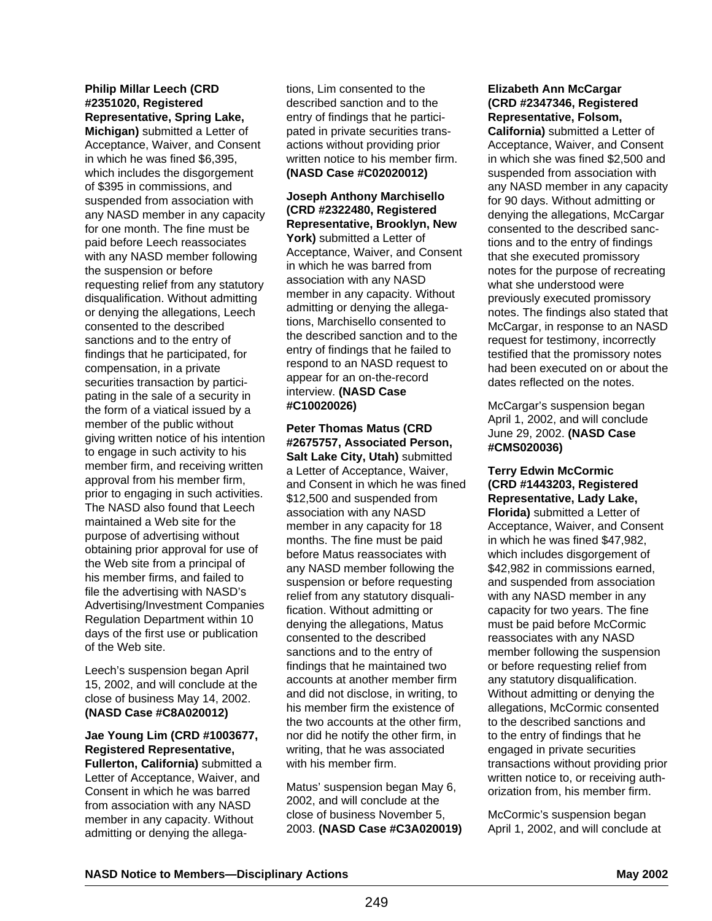**Philip Millar Leech (CRD #2351020, Registered Representative, Spring Lake, Michigan)** submitted a Letter of Acceptance, Waiver, and Consent in which he was fined $6,395, which includes the disgorgement of $395 in commissions, and suspended from association with any NASD member in any capacity for one month. The fine must be paid before Leech reassociates with any NASD member following the suspension or before requesting relief from any statutory disqualification. Without admitting or denying the allegations, Leech consented to the described sanctions and to the entry of findings that he participated, for compensation, in a private securities transaction by participating in the sale of a security in the form of a viatical issued by a member of the public without giving written notice of his intention to engage in such activity to his member firm, and receiving written approval from his member firm, prior to engaging in such activities. The NASD also found that Leech maintained a Web site for the purpose of advertising without obtaining prior approval for use of the Web site from a principal of his member firms, and failed to file the advertising with NASD's Advertising/Investment Companies Regulation Department within 10 days of the first use or publication of the Web site.

Leech's suspension began April 15, 2002, and will conclude at the close of business May 14, 2002. **(NASD Case #C8A020012)**

**Jae Young Lim (CRD #1003677, Registered Representative, Fullerton, California)** submitted a Letter of Acceptance, Waiver, and Consent in which he was barred from association with any NASD member in any capacity. Without admitting or denying the allegations, Lim consented to the described sanction and to the entry of findings that he participated in private securities transactions without providing prior written notice to his member firm. **(NASD Case #C02020012)**

**Joseph Anthony Marchisello (CRD #2322480, Registered Representative, Brooklyn, New York)** submitted a Letter of Acceptance, Waiver, and Consent in which he was barred from association with any NASD member in any capacity. Without admitting or denying the allegations, Marchisello consented to the described sanction and to the entry of findings that he failed to respond to an NASD request to appear for an on-the-record interview. **(NASD Case #C10020026)**

**Peter Thomas Matus (CRD #2675757, Associated Person, Salt Lake City, Utah)** submitted a Letter of Acceptance, Waiver, and Consent in which he was fined $12,500 and suspended from association with any NASD member in any capacity for 18 months. The fine must be paid before Matus reassociates with any NASD member following the suspension or before requesting relief from any statutory disqualification. Without admitting or denying the allegations, Matus consented to the described sanctions and to the entry of findings that he maintained two accounts at another member firm and did not disclose, in writing, to his member firm the existence of the two accounts at the other firm, nor did he notify the other firm, in writing, that he was associated with his member firm.

Matus' suspension began May 6, 2002, and will conclude at the close of business November 5, 2003. **(NASD Case #C3A020019)**

**Elizabeth Ann McCargar (CRD #2347346, Registered Representative, Folsom, California)** submitted a Letter of Acceptance, Waiver, and Consent in which she was fined $2,500 and suspended from association with any NASD member in any capacity for 90 days. Without admitting or denying the allegations, McCargar consented to the described sanctions and to the entry of findings that she executed promissory notes for the purpose of recreating what she understood were previously executed promissory notes. The findings also stated that McCargar, in response to an NASD request for testimony, incorrectly testified that the promissory notes had been executed on or about the dates reflected on the notes.

McCargar's suspension began April 1, 2002, and will conclude June 29, 2002. **(NASD Case #CMS020036)**

**Terry Edwin McCormic (CRD #1443203, Registered Representative, Lady Lake, Florida)** submitted a Letter of Acceptance, Waiver, and Consent in which he was fined $47,982, which includes disgorgement of $42,982 in commissions earned, and suspended from association with any NASD member in any capacity for two years. The fine must be paid before McCormic reassociates with any NASD member following the suspension or before requesting relief from any statutory disqualification. Without admitting or denying the allegations, McCormic consented to the described sanctions and to the entry of findings that he engaged in private securities transactions without providing prior written notice to, or receiving authorization from, his member firm.

McCormic's suspension began April 1, 2002, and will conclude at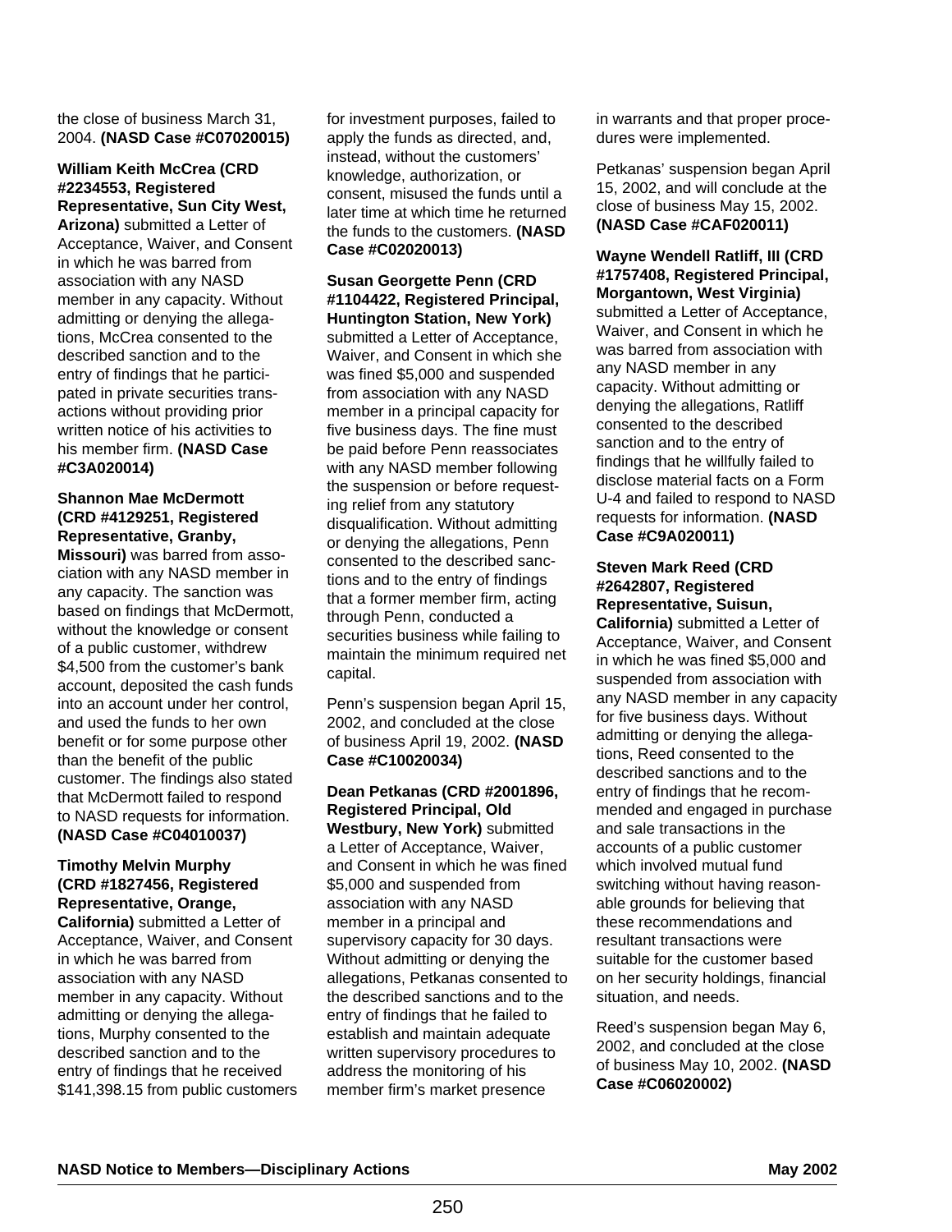the close of business March 31, 2004. **(NASD Case #C07020015)**

**William Keith McCrea (CRD #2234553, Registered Representative, Sun City West, Arizona)** submitted a Letter of Acceptance, Waiver, and Consent in which he was barred from association with any NASD member in any capacity. Without admitting or denying the allegations, McCrea consented to the described sanction and to the entry of findings that he participated in private securities transactions without providing prior written notice of his activities to his member firm. **(NASD Case #C3A020014)**

**Shannon Mae McDermott (CRD #4129251, Registered Representative, Granby, Missouri)** was barred from association with any NASD member in any capacity. The sanction was based on findings that McDermott, without the knowledge or consent of a public customer, withdrew $4,500 from the customer's bank account, deposited the cash funds into an account under her control, and used the funds to her own benefit or for some purpose other than the benefit of the public customer. The findings also stated that McDermott failed to respond to NASD requests for information. **(NASD Case #C04010037)**

**Timothy Melvin Murphy (CRD #1827456, Registered Representative, Orange, California)** submitted a Letter of Acceptance, Waiver, and Consent in which he was barred from association with any NASD member in any capacity. Without admitting or denying the allegations, Murphy consented to the described sanction and to the entry of findings that he received $141,398.15 from public customers for investment purposes, failed to apply the funds as directed, and, instead, without the customers' knowledge, authorization, or consent, misused the funds until a later time at which time he returned the funds to the customers. **(NASD Case #C02020013)**

**Susan Georgette Penn (CRD #1104422, Registered Principal, Huntington Station, New York)** submitted a Letter of Acceptance, Waiver, and Consent in which she was fined $5,000 and suspended from association with any NASD member in a principal capacity for five business days. The fine must be paid before Penn reassociates with any NASD member following the suspension or before requesting relief from any statutory disqualification. Without admitting or denying the allegations, Penn consented to the described sanctions and to the entry of findings that a former member firm, acting through Penn, conducted a securities business while failing to maintain the minimum required net capital.

Penn's suspension began April 15, 2002, and concluded at the close of business April 19, 2002. **(NASD Case #C10020034)**

**Dean Petkanas (CRD #2001896, Registered Principal, Old Westbury, New York)** submitted a Letter of Acceptance, Waiver, and Consent in which he was fined $5,000 and suspended from association with any NASD member in a principal and supervisory capacity for 30 days. Without admitting or denying the allegations, Petkanas consented to the described sanctions and to the entry of findings that he failed to establish and maintain adequate written supervisory procedures to address the monitoring of his member firm's market presence in warrants and that proper procedures were implemented.

Petkanas' suspension began April 15, 2002, and will conclude at the close of business May 15, 2002. **(NASD Case #CAF020011)**

**Wayne Wendell Ratliff, III (CRD #1757408, Registered Principal, Morgantown, West Virginia)** submitted a Letter of Acceptance, Waiver, and Consent in which he was barred from association with any NASD member in any capacity. Without admitting or denying the allegations, Ratliff consented to the described sanction and to the entry of findings that he willfully failed to disclose material facts on a Form U-4 and failed to respond to NASD requests for information. **(NASD Case #C9A020011)**

**Steven Mark Reed (CRD #2642807, Registered Representative, Suisun, California)** submitted a Letter of Acceptance, Waiver, and Consent in which he was fined $5,000 and suspended from association with any NASD member in any capacity for five business days. Without admitting or denying the allegations, Reed consented to the described sanctions and to the entry of findings that he recommended and engaged in purchase and sale transactions in the accounts of a public customer which involved mutual fund switching without having reasonable grounds for believing that these recommendations and resultant transactions were suitable for the customer based on her security holdings, financial situation, and needs.

Reed's suspension began May 6, 2002, and concluded at the close of business May 10, 2002. **(NASD Case #C06020002)**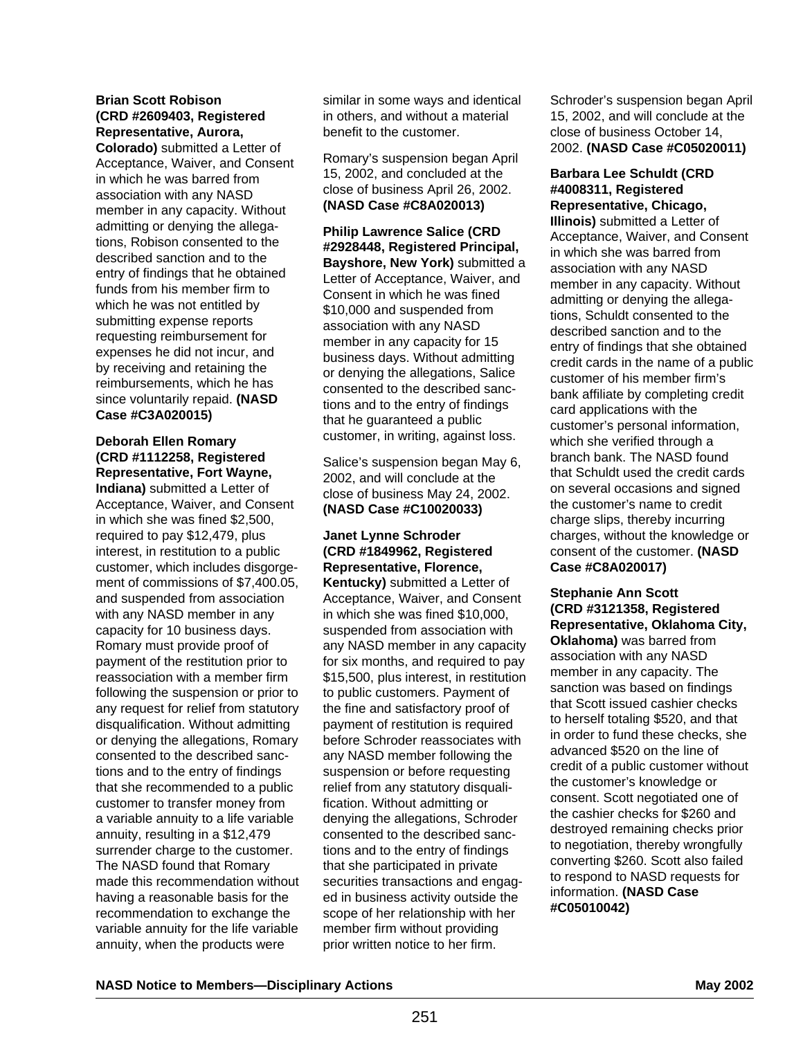**Brian Scott Robison (CRD #2609403, Registered Representative, Aurora, Colorado)** submitted a Letter of Acceptance, Waiver, and Consent in which he was barred from association with any NASD member in any capacity. Without admitting or denying the allegations, Robison consented to the described sanction and to the entry of findings that he obtained funds from his member firm to which he was not entitled by submitting expense reports requesting reimbursement for expenses he did not incur, and by receiving and retaining the reimbursements, which he has since voluntarily repaid. **(NASD Case #C3A020015)**

**Deborah Ellen Romary (CRD #1112258, Registered Representative, Fort Wayne, Indiana)** submitted a Letter of Acceptance, Waiver, and Consent in which she was fined $2,500, required to pay $12,479, plus interest, in restitution to a public customer, which includes disgorgement of commissions of $7,400.05, and suspended from association with any NASD member in any capacity for 10 business days. Romary must provide proof of payment of the restitution prior to reassociation with a member firm following the suspension or prior to any request for relief from statutory disqualification. Without admitting or denying the allegations, Romary consented to the described sanctions and to the entry of findings that she recommended to a public customer to transfer money from a variable annuity to a life variable annuity, resulting in a $12,479 surrender charge to the customer. The NASD found that Romary made this recommendation without having a reasonable basis for the recommendation to exchange the variable annuity for the life variable annuity, when the products were similar in some ways and identical in others, and without a material benefit to the customer.

Romary's suspension began April 15, 2002, and concluded at the close of business April 26, 2002. **(NASD Case #C8A020013)**

**Philip Lawrence Salice (CRD #2928448, Registered Principal, Bayshore, New York)** submitted a Letter of Acceptance, Waiver, and Consent in which he was fined $10,000 and suspended from association with any NASD member in any capacity for 15 business days. Without admitting or denying the allegations, Salice consented to the described sanctions and to the entry of findings that he guaranteed a public customer, in writing, against loss.

Salice's suspension began May 6, 2002, and will conclude at the close of business May 24, 2002. **(NASD Case #C10020033)**

**Janet Lynne Schroder (CRD #1849962, Registered Representative, Florence, Kentucky)** submitted a Letter of Acceptance, Waiver, and Consent in which she was fined $10,000, suspended from association with any NASD member in any capacity for six months, and required to pay $15,500, plus interest, in restitution to public customers. Payment of the fine and satisfactory proof of payment of restitution is required before Schroder reassociates with any NASD member following the suspension or before requesting relief from any statutory disqualification. Without admitting or denying the allegations, Schroder consented to the described sanctions and to the entry of findings that she participated in private securities transactions and engaged in business activity outside the scope of her relationship with her member firm without providing prior written notice to her firm.

Schroder's suspension began April 15, 2002, and will conclude at the close of business October 14, 2002. **(NASD Case #C05020011)**

**Barbara Lee Schuldt (CRD #4008311, Registered Representative, Chicago, Illinois)** submitted a Letter of Acceptance, Waiver, and Consent in which she was barred from association with any NASD member in any capacity. Without admitting or denying the allegations, Schuldt consented to the described sanction and to the entry of findings that she obtained credit cards in the name of a public customer of his member firm's bank affiliate by completing credit card applications with the customer's personal information, which she verified through a branch bank. The NASD found that Schuldt used the credit cards on several occasions and signed the customer's name to credit charge slips, thereby incurring charges, without the knowledge or consent of the customer. **(NASD Case #C8A020017)**

**Stephanie Ann Scott (CRD #3121358, Registered Representative, Oklahoma City, Oklahoma)** was barred from association with any NASD member in any capacity. The sanction was based on findings that Scott issued cashier checks to herself totaling $520, and that in order to fund these checks, she advanced $520 on the line of credit of a public customer without the customer's knowledge or consent. Scott negotiated one of the cashier checks for $260 and destroyed remaining checks prior to negotiation, thereby wrongfully converting $260. Scott also failed to respond to NASD requests for information. **(NASD Case #C05010042)**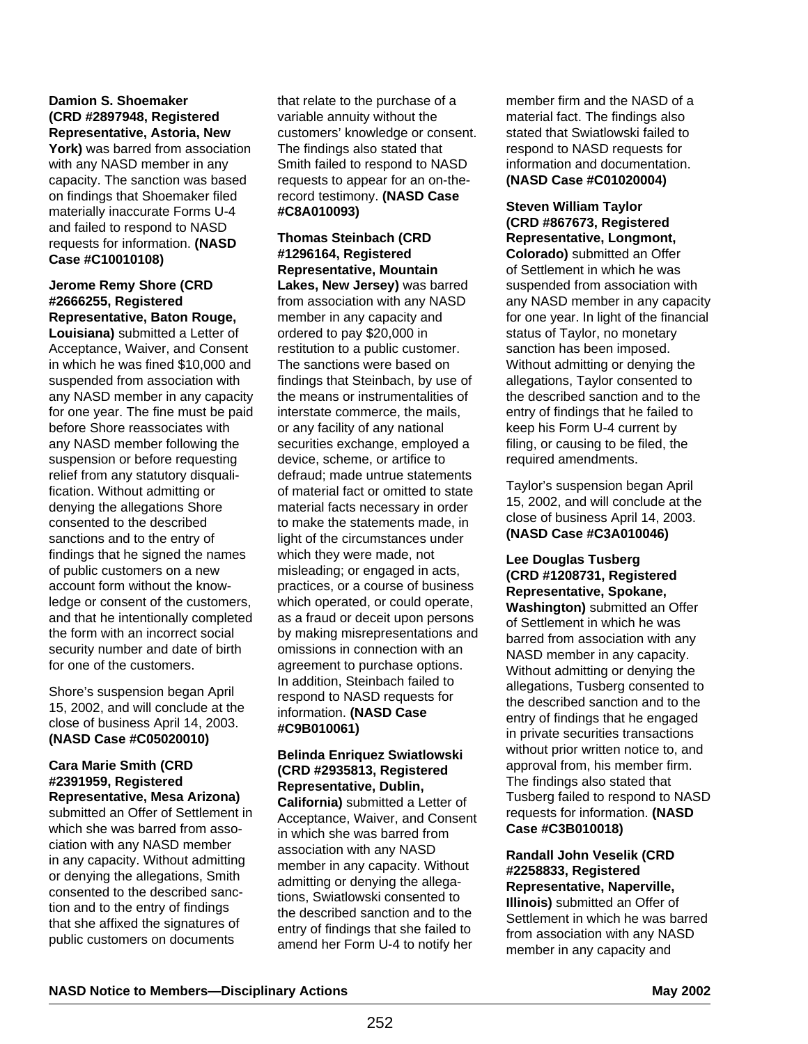**Damion S. Shoemaker (CRD #2897948, Registered Representative, Astoria, New York)** was barred from association with any NASD member in any capacity. The sanction was based on findings that Shoemaker filed materially inaccurate Forms U-4 and failed to respond to NASD requests for information. **(NASD Case #C10010108)**

**Jerome Remy Shore (CRD #2666255, Registered Representative, Baton Rouge, Louisiana)** submitted a Letter of Acceptance, Waiver, and Consent in which he was fined $10,000 and suspended from association with any NASD member in any capacity for one year. The fine must be paid before Shore reassociates with any NASD member following the suspension or before requesting relief from any statutory disqualification. Without admitting or denying the allegations Shore consented to the described sanctions and to the entry of findings that he signed the names of public customers on a new account form without the knowledge or consent of the customers, and that he intentionally completed the form with an incorrect social security number and date of birth for one of the customers.

Shore's suspension began April 15, 2002, and will conclude at the close of business April 14, 2003. **(NASD Case #C05020010)**

**Cara Marie Smith (CRD #2391959, Registered Representative, Mesa Arizona)** submitted an Offer of Settlement in which she was barred from association with any NASD member in any capacity. Without admitting or denying the allegations, Smith consented to the described sanction and to the entry of findings that she affixed the signatures of public customers on documents that relate to the purchase of a variable annuity without the customers' knowledge or consent. The findings also stated that Smith failed to respond to NASD requests to appear for an on-the-record testimony. **(NASD Case #C8A010093)**

**Thomas Steinbach (CRD #1296164, Registered Representative, Mountain Lakes, New Jersey)** was barred from association with any NASD member in any capacity and ordered to pay $20,000 in restitution to a public customer. The sanctions were based on findings that Steinbach, by use of the means or instrumentalities of interstate commerce, the mails, or any facility of any national securities exchange, employed a device, scheme, or artifice to defraud; made untrue statements of material fact or omitted to state material facts necessary in order to make the statements made, in light of the circumstances under which they were made, not misleading; or engaged in acts, practices, or a course of business which operated, or could operate, as a fraud or deceit upon persons by making misrepresentations and omissions in connection with an agreement to purchase options. In addition, Steinbach failed to respond to NASD requests for information. **(NASD Case #C9B010061)**

**Belinda Enriquez Swiatlowski (CRD #2935813, Registered Representative, Dublin, California)** submitted a Letter of Acceptance, Waiver, and Consent in which she was barred from association with any NASD member in any capacity. Without admitting or denying the allegations, Swiatlowski consented to the described sanction and to the entry of findings that she failed to amend her Form U-4 to notify her member firm and the NASD of a material fact. The findings also stated that Swiatlowski failed to respond to NASD requests for information and documentation. **(NASD Case #C01020004)**

**Steven William Taylor (CRD #867673, Registered Representative, Longmont, Colorado)** submitted an Offer of Settlement in which he was suspended from association with any NASD member in any capacity for one year. In light of the financial status of Taylor, no monetary sanction has been imposed. Without admitting or denying the allegations, Taylor consented to the described sanction and to the entry of findings that he failed to keep his Form U-4 current by filing, or causing to be filed, the required amendments.

Taylor's suspension began April 15, 2002, and will conclude at the close of business April 14, 2003. **(NASD Case #C3A010046)**

**Lee Douglas Tusberg (CRD #1208731, Registered Representative, Spokane, Washington)** submitted an Offer of Settlement in which he was barred from association with any NASD member in any capacity. Without admitting or denying the allegations, Tusberg consented to the described sanction and to the entry of findings that he engaged in private securities transactions without prior written notice to, and approval from, his member firm. The findings also stated that Tusberg failed to respond to NASD requests for information. **(NASD Case #C3B010018)**

**Randall John Veselik (CRD #2258833, Registered Representative, Naperville, Illinois)** submitted an Offer of Settlement in which he was barred from association with any NASD member in any capacity and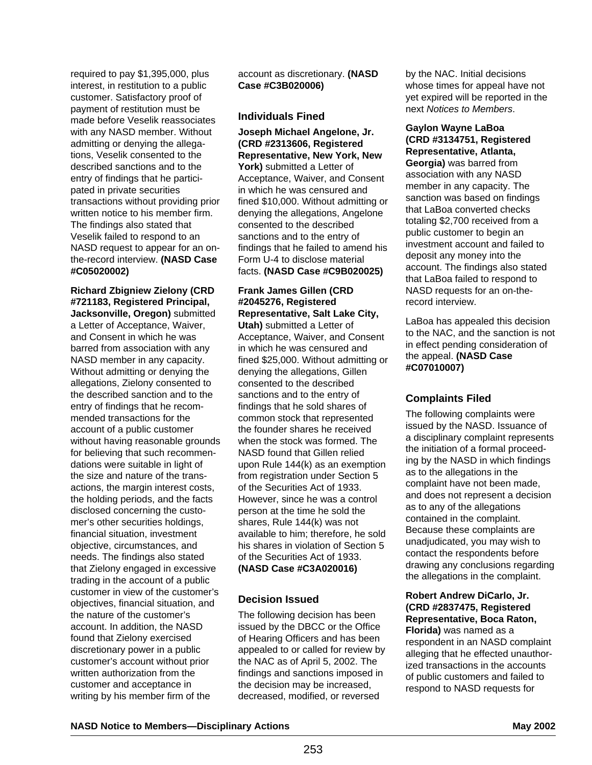required to pay $1,395,000, plus interest, in restitution to a public customer. Satisfactory proof of payment of restitution must be made before Veselik reassociates with any NASD member. Without admitting or denying the allegations, Veselik consented to the described sanctions and to the entry of findings that he participated in private securities transactions without providing prior written notice to his member firm. The findings also stated that Veselik failed to respond to an NASD request to appear for an on-the-record interview. **(NASD Case #C05020002)**

**Richard Zbigniew Zielony (CRD #721183, Registered Principal, Jacksonville, Oregon)** submitted a Letter of Acceptance, Waiver, and Consent in which he was barred from association with any NASD member in any capacity. Without admitting or denying the allegations, Zielony consented to the described sanction and to the entry of findings that he recommended transactions for the account of a public customer without having reasonable grounds for believing that such recommendations were suitable in light of the size and nature of the transactions, the margin interest costs, the holding periods, and the facts disclosed concerning the customer's other securities holdings, financial situation, investment objective, circumstances, and needs. The findings also stated that Zielony engaged in excessive trading in the account of a public customer in view of the customer's objectives, financial situation, and the nature of the customer's account. In addition, the NASD found that Zielony exercised discretionary power in a public customer's account without prior written authorization from the customer and acceptance in writing by his member firm of the account as discretionary. **(NASD Case #C3B020006)**

## Individuals Fined

**Joseph Michael Angelone, Jr. (CRD #2313606, Registered Representative, New York, New York)** submitted a Letter of Acceptance, Waiver, and Consent in which he was censured and fined $10,000. Without admitting or denying the allegations, Angelone consented to the described sanctions and to the entry of findings that he failed to amend his Form U-4 to disclose material facts. **(NASD Case #C9B020025)**

**Frank James Gillen (CRD #2045276, Registered Representative, Salt Lake City, Utah)** submitted a Letter of Acceptance, Waiver, and Consent in which he was censured and fined $25,000. Without admitting or denying the allegations, Gillen consented to the described sanctions and to the entry of findings that he sold shares of common stock that represented the founder shares he received when the stock was formed. The NASD found that Gillen relied upon Rule 144(k) as an exemption from registration under Section 5 of the Securities Act of 1933. However, since he was a control person at the time he sold the shares, Rule 144(k) was not available to him; therefore, he sold his shares in violation of Section 5 of the Securities Act of 1933. **(NASD Case #C3A020016)**

## Decision Issued

The following decision has been issued by the DBCC or the Office of Hearing Officers and has been appealed to or called for review by the NAC as of April 5, 2002. The findings and sanctions imposed in the decision may be increased, decreased, modified, or reversed by the NAC. Initial decisions whose times for appeal have not yet expired will be reported in the next *Notices to Members*.

**Gaylon Wayne LaBoa (CRD #3134751, Registered Representative, Atlanta, Georgia)** was barred from association with any NASD member in any capacity. The sanction was based on findings that LaBoa converted checks totaling $2,700 received from a public customer to begin an investment account and failed to deposit any money into the account. The findings also stated that LaBoa failed to respond to NASD requests for an on-the-record interview.

LaBoa has appealed this decision to the NAC, and the sanction is not in effect pending consideration of the appeal. **(NASD Case #C07010007)**

## Complaints Filed

The following complaints were issued by the NASD. Issuance of a disciplinary complaint represents the initiation of a formal proceeding by the NASD in which findings as to the allegations in the complaint have not been made, and does not represent a decision as to any of the allegations contained in the complaint. Because these complaints are unadjudicated, you may wish to contact the respondents before drawing any conclusions regarding the allegations in the complaint.

**Robert Andrew DiCarlo, Jr. (CRD #2837475, Registered Representative, Boca Raton, Florida)** was named as a respondent in an NASD complaint alleging that he effected unauthorized transactions in the accounts of public customers and failed to respond to NASD requests for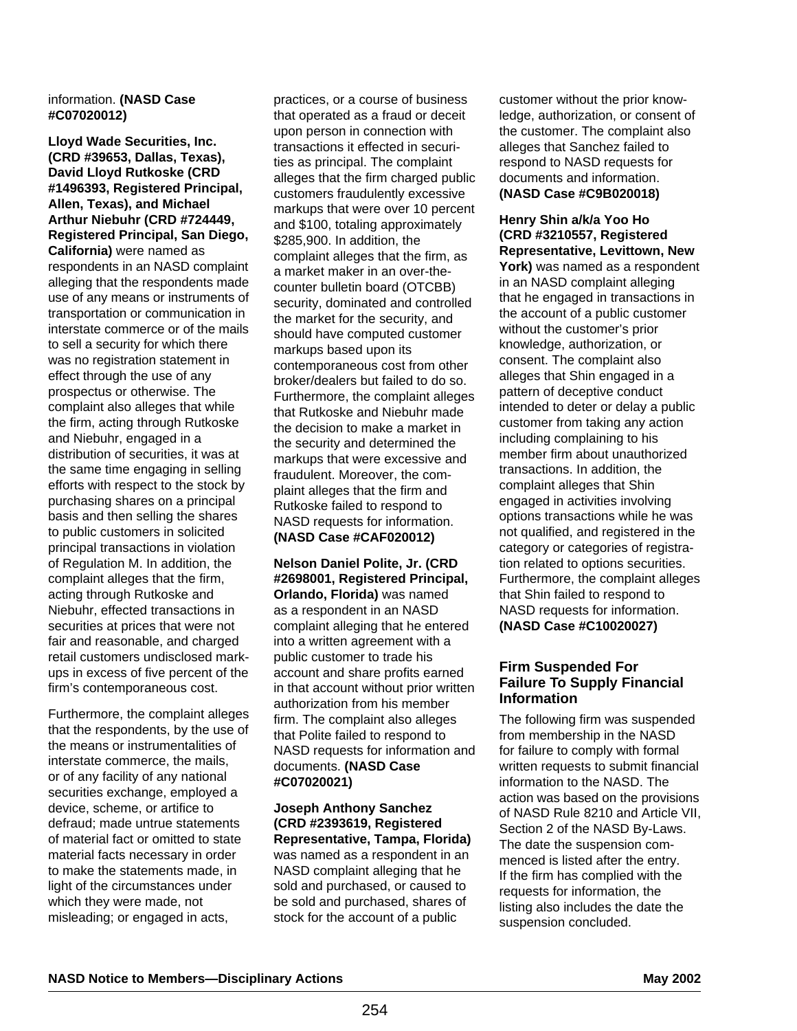information. **(NASD Case #C07020012)**

**Lloyd Wade Securities, Inc. (CRD #39653, Dallas, Texas), David Lloyd Rutkoske (CRD #1496393, Registered Principal, Allen, Texas), and Michael Arthur Niebuhr (CRD #724449, Registered Principal, San Diego, California)** were named as respondents in an NASD complaint alleging that the respondents made use of any means or instruments of transportation or communication in interstate commerce or of the mails to sell a security for which there was no registration statement in effect through the use of any prospectus or otherwise. The complaint also alleges that while the firm, acting through Rutkoske and Niebuhr, engaged in a distribution of securities, it was at the same time engaging in selling efforts with respect to the stock by purchasing shares on a principal basis and then selling the shares to public customers in solicited principal transactions in violation of Regulation M. In addition, the complaint alleges that the firm, acting through Rutkoske and Niebuhr, effected transactions in securities at prices that were not fair and reasonable, and charged retail customers undisclosed markups in excess of five percent of the firm's contemporaneous cost.

Furthermore, the complaint alleges that the respondents, by the use of the means or instrumentalities of interstate commerce, the mails, or of any facility of any national securities exchange, employed a device, scheme, or artifice to defraud; made untrue statements of material fact or omitted to state material facts necessary in order to make the statements made, in light of the circumstances under which they were made, not misleading; or engaged in acts, practices, or a course of business that operated as a fraud or deceit upon person in connection with transactions it effected in securities as principal. The complaint alleges that the firm charged public customers fraudulently excessive markups that were over 10 percent and $100, totaling approximately $285,900. In addition, the complaint alleges that the firm, as a market maker in an over-the-counter bulletin board (OTCBB) security, dominated and controlled the market for the security, and should have computed customer markups based upon its contemporaneous cost from other broker/dealers but failed to do so. Furthermore, the complaint alleges that Rutkoske and Niebuhr made the decision to make a market in the security and determined the markups that were excessive and fraudulent. Moreover, the complaint alleges that the firm and Rutkoske failed to respond to NASD requests for information. **(NASD Case #CAF020012)**

**Nelson Daniel Polite, Jr. (CRD #2698001, Registered Principal, Orlando, Florida)** was named as a respondent in an NASD complaint alleging that he entered into a written agreement with a public customer to trade his account and share profits earned in that account without prior written authorization from his member firm. The complaint also alleges that Polite failed to respond to NASD requests for information and documents. **(NASD Case #C07020021)**

**Joseph Anthony Sanchez (CRD #2393619, Registered Representative, Tampa, Florida)** was named as a respondent in an NASD complaint alleging that he sold and purchased, or caused to be sold and purchased, shares of stock for the account of a public customer without the prior knowledge, authorization, or consent of the customer. The complaint also alleges that Sanchez failed to respond to NASD requests for documents and information. **(NASD Case #C9B020018)**

**Henry Shin a/k/a Yoo Ho (CRD #3210557, Registered Representative, Levittown, New York)** was named as a respondent in an NASD complaint alleging that he engaged in transactions in the account of a public customer without the customer's prior knowledge, authorization, or consent. The complaint also alleges that Shin engaged in a pattern of deceptive conduct intended to deter or delay a public customer from taking any action including complaining to his member firm about unauthorized transactions. In addition, the complaint alleges that Shin engaged in activities involving options transactions while he was not qualified, and registered in the category or categories of registration related to options securities. Furthermore, the complaint alleges that Shin failed to respond to NASD requests for information. **(NASD Case #C10020027)**

## Firm Suspended For Failure To Supply Financial Information

The following firm was suspended from membership in the NASD for failure to comply with formal written requests to submit financial information to the NASD. The action was based on the provisions of NASD Rule 8210 and Article VII, Section 2 of the NASD By-Laws. The date the suspension commenced is listed after the entry. If the firm has complied with the requests for information, the listing also includes the date the suspension concluded.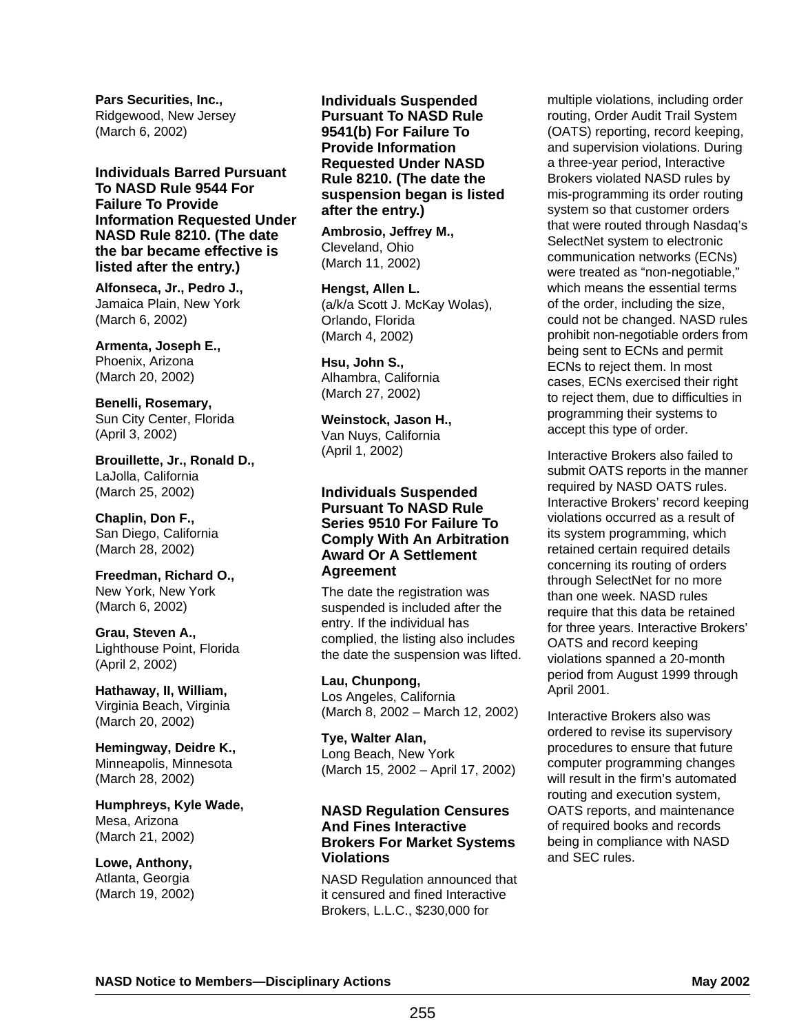**Pars Securities, Inc.,**
Ridgewood, New Jersey
(March 6, 2002)

### Individuals Barred Pursuant To NASD Rule 9544 For Failure To Provide Information Requested Under NASD Rule 8210. (The date the bar became effective is listed after the entry.)

**Alfonseca, Jr., Pedro J.,**
Jamaica Plain, New York
(March 6, 2002)

**Armenta, Joseph E.,**
Phoenix, Arizona
(March 20, 2002)

**Benelli, Rosemary,**
Sun City Center, Florida
(April 3, 2002)

**Brouillette, Jr., Ronald D.,**
LaJolla, California
(March 25, 2002)

**Chaplin, Don F.,**
San Diego, California
(March 28, 2002)

**Freedman, Richard O.,**
New York, New York
(March 6, 2002)

**Grau, Steven A.,**
Lighthouse Point, Florida
(April 2, 2002)

**Hathaway, II, William,**
Virginia Beach, Virginia
(March 20, 2002)

**Hemingway, Deidre K.,**
Minneapolis, Minnesota
(March 28, 2002)

**Humphreys, Kyle Wade,**
Mesa, Arizona
(March 21, 2002)

**Lowe, Anthony,**
Atlanta, Georgia
(March 19, 2002)

### Individuals Suspended Pursuant To NASD Rule 9541(b) For Failure To Provide Information Requested Under NASD Rule 8210. (The date the suspension began is listed after the entry.)

**Ambrosio, Jeffrey M.,**
Cleveland, Ohio
(March 11, 2002)

**Hengst, Allen L.**
(a/k/a Scott J. McKay Wolas),
Orlando, Florida
(March 4, 2002)

**Hsu, John S.,**
Alhambra, California
(March 27, 2002)

**Weinstock, Jason H.,**
Van Nuys, California
(April 1, 2002)

### Individuals Suspended Pursuant To NASD Rule Series 9510 For Failure To Comply With An Arbitration Award Or A Settlement Agreement

The date the registration was suspended is included after the entry. If the individual has complied, the listing also includes the date the suspension was lifted.

**Lau, Chunpong,**
Los Angeles, California
(March 8, 2002 – March 12, 2002)

**Tye, Walter Alan,**
Long Beach, New York
(March 15, 2002 – April 17, 2002)

### NASD Regulation Censures And Fines Interactive Brokers For Market Systems Violations

NASD Regulation announced that it censured and fined Interactive Brokers, L.L.C., $230,000 for multiple violations, including order routing, Order Audit Trail System (OATS) reporting, record keeping, and supervision violations. During a three-year period, Interactive Brokers violated NASD rules by mis-programming its order routing system so that customer orders that were routed through Nasdaq's SelectNet system to electronic communication networks (ECNs) were treated as "non-negotiable," which means the essential terms of the order, including the size, could not be changed. NASD rules prohibit non-negotiable orders from being sent to ECNs and permit ECNs to reject them. In most cases, ECNs exercised their right to reject them, due to difficulties in programming their systems to accept this type of order.

Interactive Brokers also failed to submit OATS reports in the manner required by NASD OATS rules. Interactive Brokers' record keeping violations occurred as a result of its system programming, which retained certain required details concerning its routing of orders through SelectNet for no more than one week. NASD rules require that this data be retained for three years. Interactive Brokers' OATS and record keeping violations spanned a 20-month period from August 1999 through April 2001.

Interactive Brokers also was ordered to revise its supervisory procedures to ensure that future computer programming changes will result in the firm's automated routing and execution system, OATS reports, and maintenance of required books and records being in compliance with NASD and SEC rules.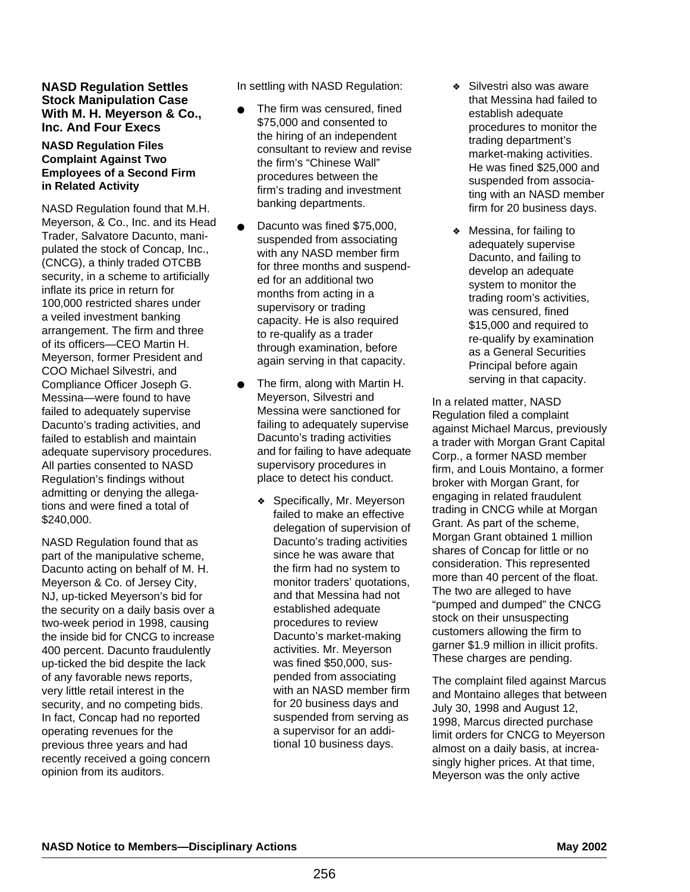### NASD Regulation Settles Stock Manipulation Case With M. H. Meyerson & Co., Inc. And Four Execs

#### NASD Regulation Files Complaint Against Two Employees of a Second Firm in Related Activity

NASD Regulation found that M.H. Meyerson, & Co., Inc. and its Head Trader, Salvatore Dacunto, manipulated the stock of Concap, Inc., (CNCG), a thinly traded OTCBB security, in a scheme to artificially inflate its price in return for 100,000 restricted shares under a veiled investment banking arrangement. The firm and three of its officers—CEO Martin H. Meyerson, former President and COO Michael Silvestri, and Compliance Officer Joseph G. Messina—were found to have failed to adequately supervise Dacunto's trading activities, and failed to establish and maintain adequate supervisory procedures. All parties consented to NASD Regulation's findings without admitting or denying the allegations and were fined a total of $240,000.

NASD Regulation found that as part of the manipulative scheme, Dacunto acting on behalf of M. H. Meyerson & Co. of Jersey City, NJ, up-ticked Meyerson's bid for the security on a daily basis over a two-week period in 1998, causing the inside bid for CNCG to increase 400 percent. Dacunto fraudulently up-ticked the bid despite the lack of any favorable news reports, very little retail interest in the security, and no competing bids. In fact, Concap had no reported operating revenues for the previous three years and had recently received a going concern opinion from its auditors.

In settling with NASD Regulation:

- The firm was censured, fined $75,000 and consented to the hiring of an independent consultant to review and revise the firm's "Chinese Wall" procedures between the firm's trading and investment banking departments.
- Dacunto was fined $75,000, suspended from associating with any NASD member firm for three months and suspended for an additional two months from acting in a supervisory or trading capacity. He is also required to re-qualify as a trader through examination, before again serving in that capacity.
- The firm, along with Martin H. Meyerson, Silvestri and Messina were sanctioned for failing to adequately supervise Dacunto's trading activities and for failing to have adequate supervisory procedures in place to detect his conduct.
  - Specifically, Mr. Meyerson failed to make an effective delegation of supervision of Dacunto's trading activities since he was aware that the firm had no system to monitor traders' quotations, and that Messina had not established adequate procedures to review Dacunto's market-making activities. Mr. Meyerson was fined $50,000, suspended from associating with an NASD member firm for 20 business days and suspended from serving as a supervisor for an additional 10 business days.
  - Silvestri also was aware that Messina had failed to establish adequate procedures to monitor the trading department's market-making activities. He was fined $25,000 and suspended from associating with an NASD member firm for 20 business days.
  - Messina, for failing to adequately supervise Dacunto, and failing to develop an adequate system to monitor the trading room's activities, was censured, fined $15,000 and required to re-qualify by examination as a General Securities Principal before again serving in that capacity.

In a related matter, NASD Regulation filed a complaint against Michael Marcus, previously a trader with Morgan Grant Capital Corp., a former NASD member firm, and Louis Montaino, a former broker with Morgan Grant, for engaging in related fraudulent trading in CNCG while at Morgan Grant. As part of the scheme, Morgan Grant obtained 1 million shares of Concap for little or no consideration. This represented more than 40 percent of the float. The two are alleged to have "pumped and dumped" the CNCG stock on their unsuspecting customers allowing the firm to garner $1.9 million in illicit profits. These charges are pending.

The complaint filed against Marcus and Montaino alleges that between July 30, 1998 and August 12, 1998, Marcus directed purchase limit orders for CNCG to Meyerson almost on a daily basis, at increasingly higher prices. At that time, Meyerson was the only active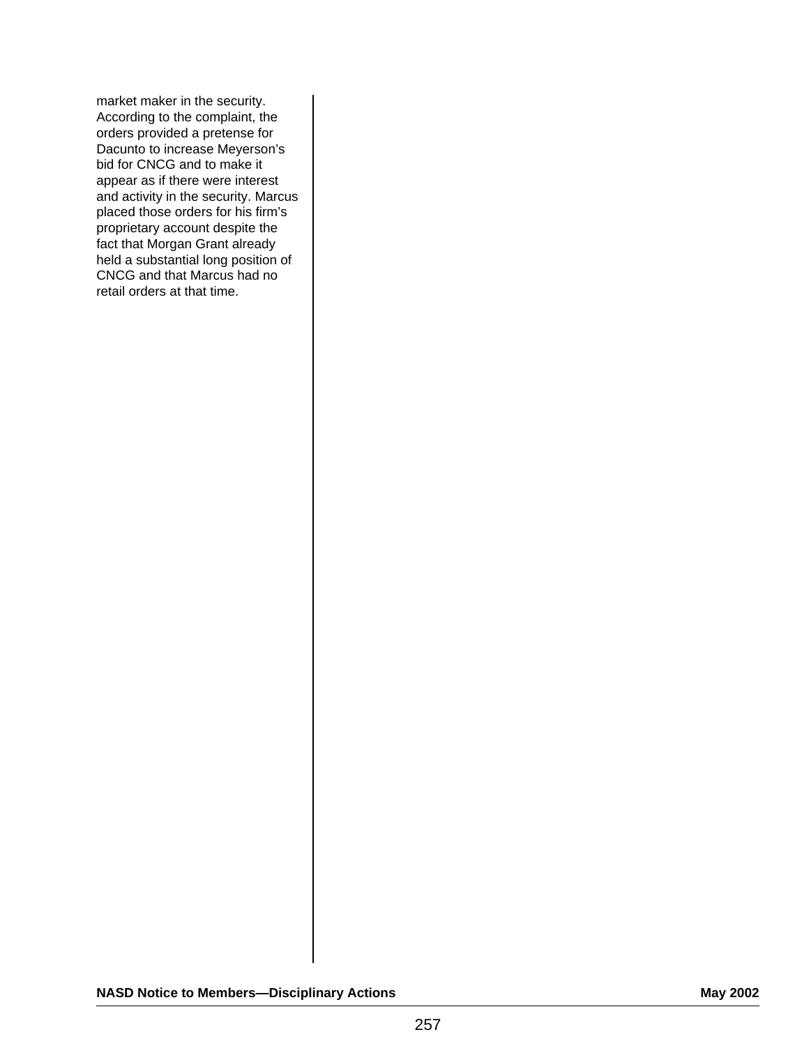market maker in the security. According to the complaint, the orders provided a pretense for Dacunto to increase Meyerson's bid for CNCG and to make it appear as if there were interest and activity in the security. Marcus placed those orders for his firm's proprietary account despite the fact that Morgan Grant already held a substantial long position of CNCG and that Marcus had no retail orders at that time.